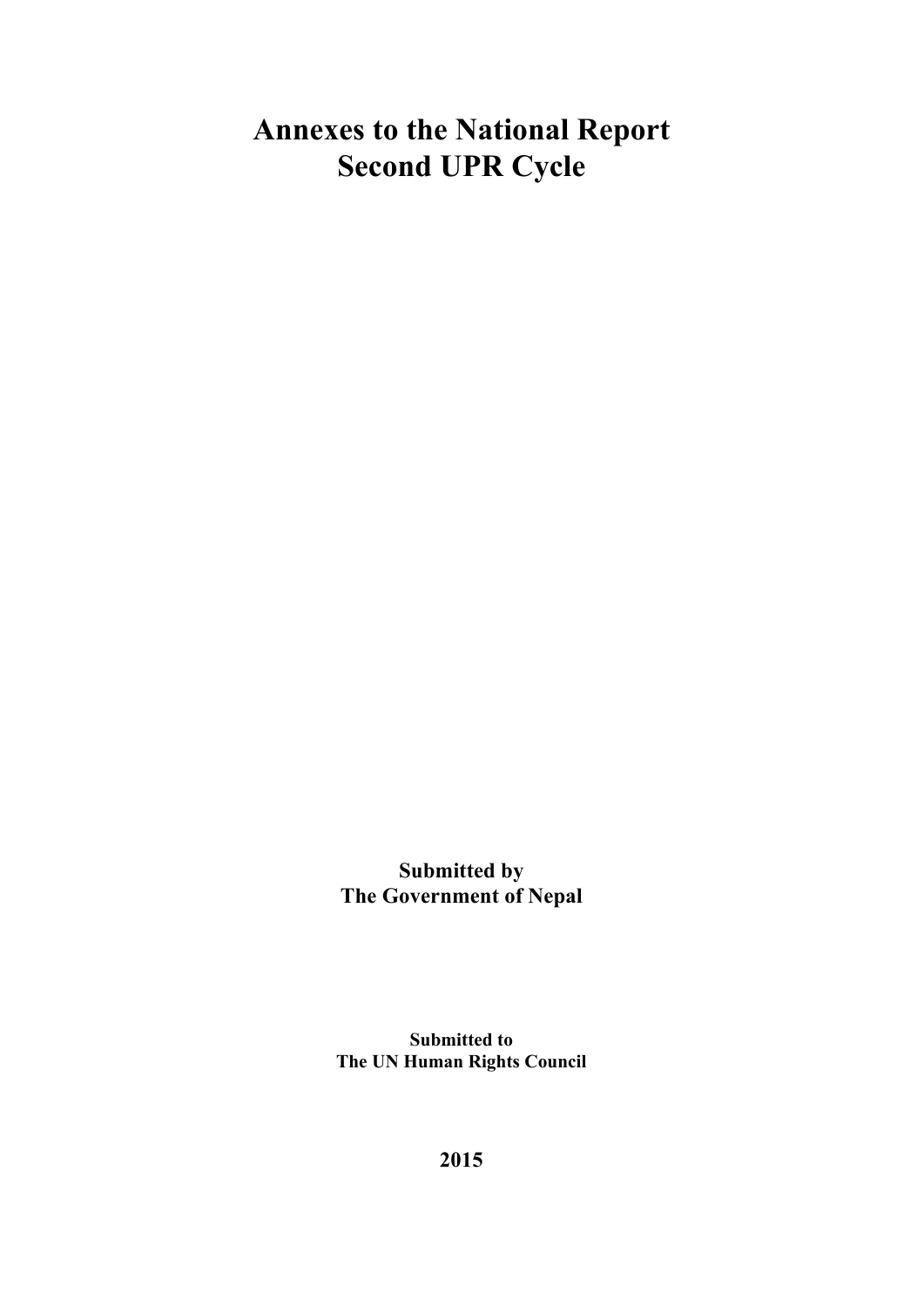# Annexes to the National Report
# Second UPR Cycle

**Submitted by**
**The Government of Nepal**

**Submitted to**
**The UN Human Rights Council**

**2015**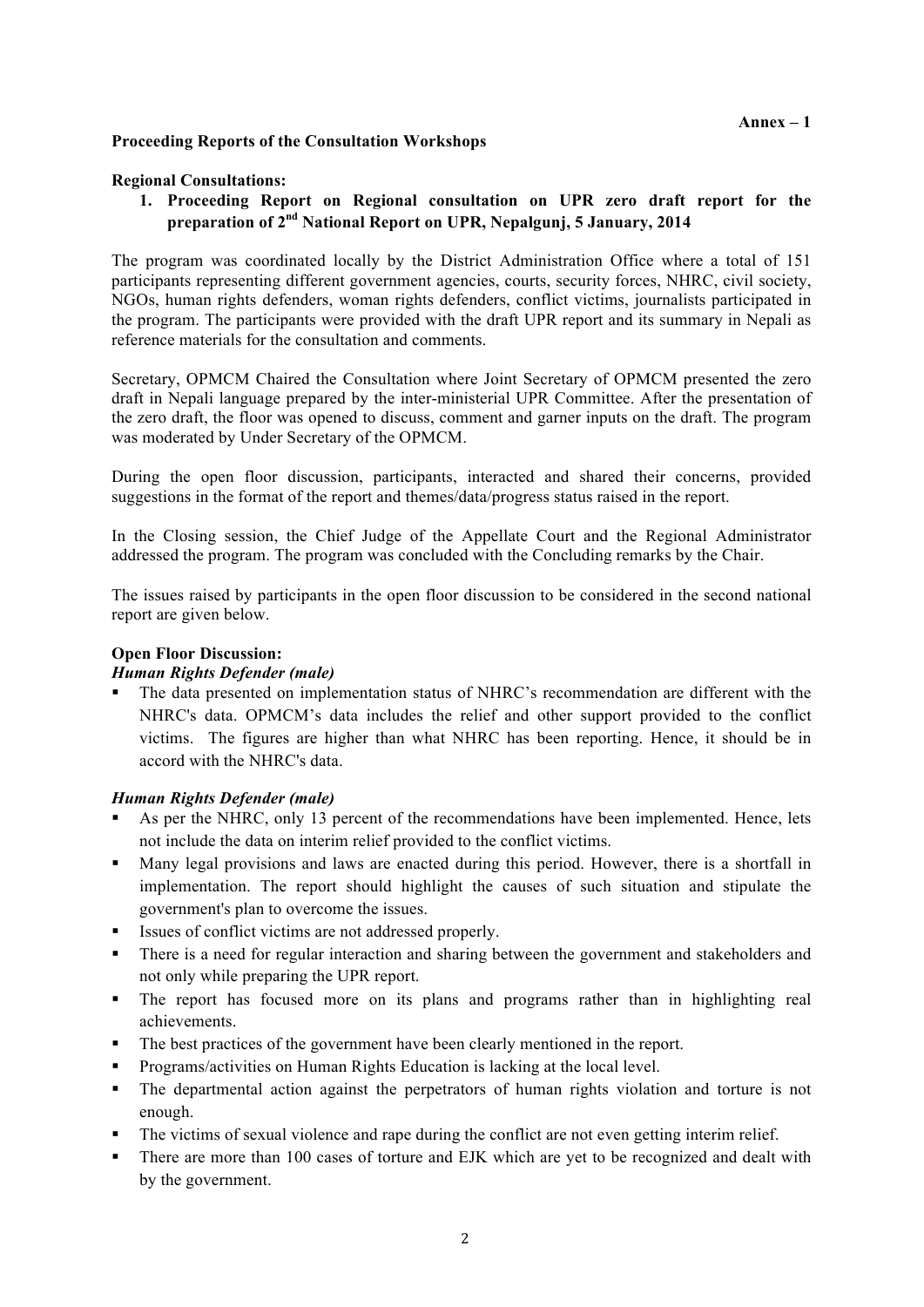**Annex – 1**

**Proceeding Reports of the Consultation Workshops**

**Regional Consultations:**

1. **Proceeding Report on Regional consultation on UPR zero draft report for the preparation of 2nd National Report on UPR, Nepalgunj, 5 January, 2014**

The program was coordinated locally by the District Administration Office where a total of 151 participants representing different government agencies, courts, security forces, NHRC, civil society, NGOs, human rights defenders, woman rights defenders, conflict victims, journalists participated in the program. The participants were provided with the draft UPR report and its summary in Nepali as reference materials for the consultation and comments.

Secretary, OPMCM Chaired the Consultation where Joint Secretary of OPMCM presented the zero draft in Nepali language prepared by the inter-ministerial UPR Committee. After the presentation of the zero draft, the floor was opened to discuss, comment and garner inputs on the draft. The program was moderated by Under Secretary of the OPMCM.

During the open floor discussion, participants, interacted and shared their concerns, provided suggestions in the format of the report and themes/data/progress status raised in the report.

In the Closing session, the Chief Judge of the Appellate Court and the Regional Administrator addressed the program. The program was concluded with the Concluding remarks by the Chair.

The issues raised by participants in the open floor discussion to be considered in the second national report are given below.

**Open Floor Discussion:**

***Human Rights Defender (male)***

- The data presented on implementation status of NHRC's recommendation are different with the NHRC's data. OPMCM's data includes the relief and other support provided to the conflict victims. The figures are higher than what NHRC has been reporting. Hence, it should be in accord with the NHRC's data.

***Human Rights Defender (male)***

- As per the NHRC, only 13 percent of the recommendations have been implemented. Hence, lets not include the data on interim relief provided to the conflict victims.
- Many legal provisions and laws are enacted during this period. However, there is a shortfall in implementation. The report should highlight the causes of such situation and stipulate the government's plan to overcome the issues.
- Issues of conflict victims are not addressed properly.
- There is a need for regular interaction and sharing between the government and stakeholders and not only while preparing the UPR report.
- The report has focused more on its plans and programs rather than in highlighting real achievements.
- The best practices of the government have been clearly mentioned in the report.
- Programs/activities on Human Rights Education is lacking at the local level.
- The departmental action against the perpetrators of human rights violation and torture is not enough.
- The victims of sexual violence and rape during the conflict are not even getting interim relief.
- There are more than 100 cases of torture and EJK which are yet to be recognized and dealt with by the government.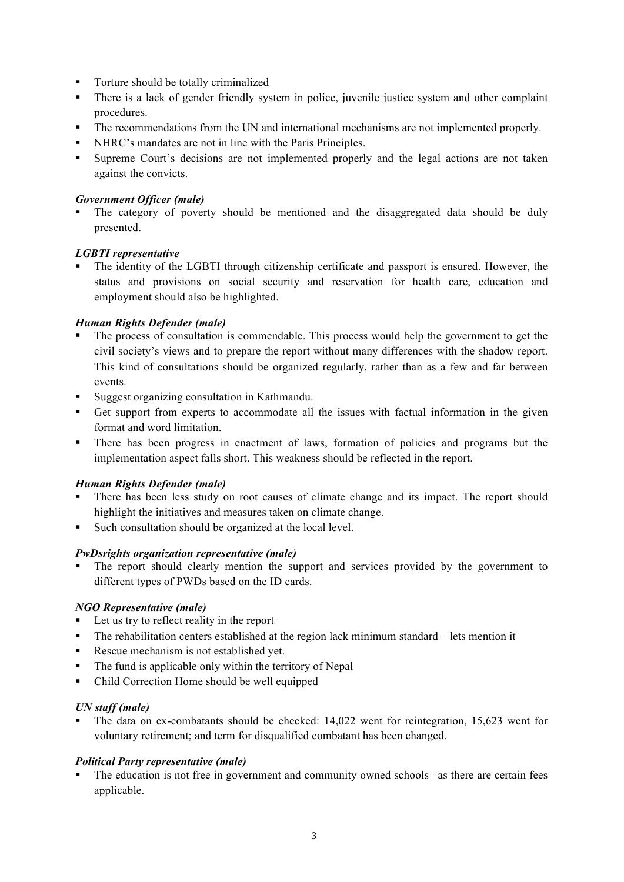- Torture should be totally criminalized
- There is a lack of gender friendly system in police, juvenile justice system and other complaint procedures.
- The recommendations from the UN and international mechanisms are not implemented properly.
- NHRC's mandates are not in line with the Paris Principles.
- Supreme Court's decisions are not implemented properly and the legal actions are not taken against the convicts.

***Government Officer (male)***

- The category of poverty should be mentioned and the disaggregated data should be duly presented.

***LGBTI representative***

- The identity of the LGBTI through citizenship certificate and passport is ensured. However, the status and provisions on social security and reservation for health care, education and employment should also be highlighted.

***Human Rights Defender (male)***

- The process of consultation is commendable. This process would help the government to get the civil society's views and to prepare the report without many differences with the shadow report. This kind of consultations should be organized regularly, rather than as a few and far between events.
- Suggest organizing consultation in Kathmandu.
- Get support from experts to accommodate all the issues with factual information in the given format and word limitation.
- There has been progress in enactment of laws, formation of policies and programs but the implementation aspect falls short. This weakness should be reflected in the report.

***Human Rights Defender (male)***

- There has been less study on root causes of climate change and its impact. The report should highlight the initiatives and measures taken on climate change.
- Such consultation should be organized at the local level.

***PwDsrights organization representative (male)***

- The report should clearly mention the support and services provided by the government to different types of PWDs based on the ID cards.

***NGO Representative (male)***

- Let us try to reflect reality in the report
- The rehabilitation centers established at the region lack minimum standard – lets mention it
- Rescue mechanism is not established yet.
- The fund is applicable only within the territory of Nepal
- Child Correction Home should be well equipped

***UN staff (male)***

- The data on ex-combatants should be checked: 14,022 went for reintegration, 15,623 went for voluntary retirement; and term for disqualified combatant has been changed.

***Political Party representative (male)***

- The education is not free in government and community owned schools– as there are certain fees applicable.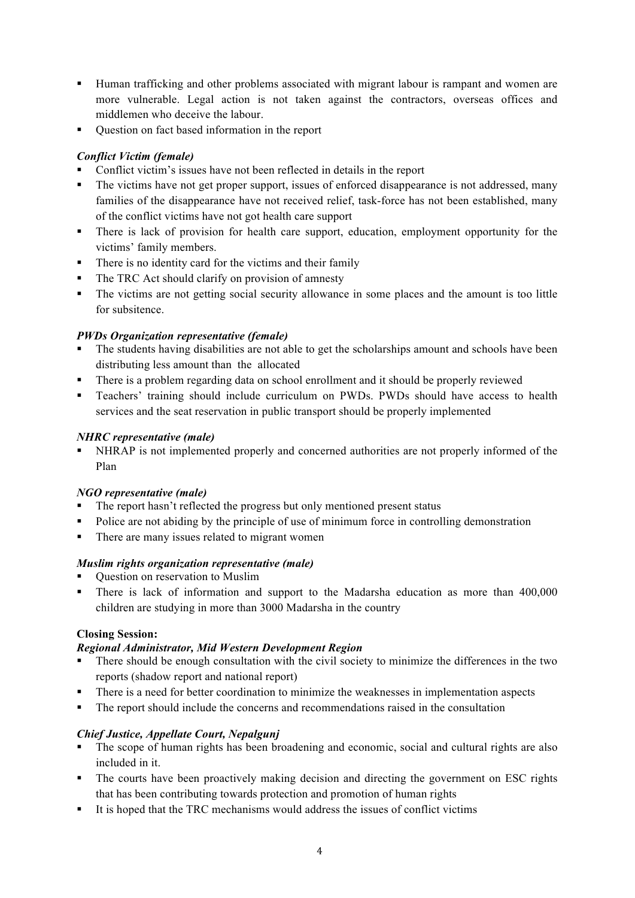- Human trafficking and other problems associated with migrant labour is rampant and women are more vulnerable. Legal action is not taken against the contractors, overseas offices and middlemen who deceive the labour.
- Question on fact based information in the report

***Conflict Victim (female)***

- Conflict victim's issues have not been reflected in details in the report
- The victims have not get proper support, issues of enforced disappearance is not addressed, many families of the disappearance have not received relief, task-force has not been established, many of the conflict victims have not got health care support
- There is lack of provision for health care support, education, employment opportunity for the victims' family members.
- There is no identity card for the victims and their family
- The TRC Act should clarify on provision of amnesty
- The victims are not getting social security allowance in some places and the amount is too little for subsitence.

***PWDs Organization representative (female)***

- The students having disabilities are not able to get the scholarships amount and schools have been distributing less amount than the allocated
- There is a problem regarding data on school enrollment and it should be properly reviewed
- Teachers' training should include curriculum on PWDs. PWDs should have access to health services and the seat reservation in public transport should be properly implemented

***NHRC representative (male)***

- NHRAP is not implemented properly and concerned authorities are not properly informed of the Plan

***NGO representative (male)***

- The report hasn't reflected the progress but only mentioned present status
- Police are not abiding by the principle of use of minimum force in controlling demonstration
- There are many issues related to migrant women

***Muslim rights organization representative (male)***

- Question on reservation to Muslim
- There is lack of information and support to the Madarsha education as more than 400,000 children are studying in more than 3000 Madarsha in the country

**Closing Session:**

***Regional Administrator, Mid Western Development Region***

- There should be enough consultation with the civil society to minimize the differences in the two reports (shadow report and national report)
- There is a need for better coordination to minimize the weaknesses in implementation aspects
- The report should include the concerns and recommendations raised in the consultation

***Chief Justice, Appellate Court, Nepalgunj***

- The scope of human rights has been broadening and economic, social and cultural rights are also included in it.
- The courts have been proactively making decision and directing the government on ESC rights that has been contributing towards protection and promotion of human rights
- It is hoped that the TRC mechanisms would address the issues of conflict victims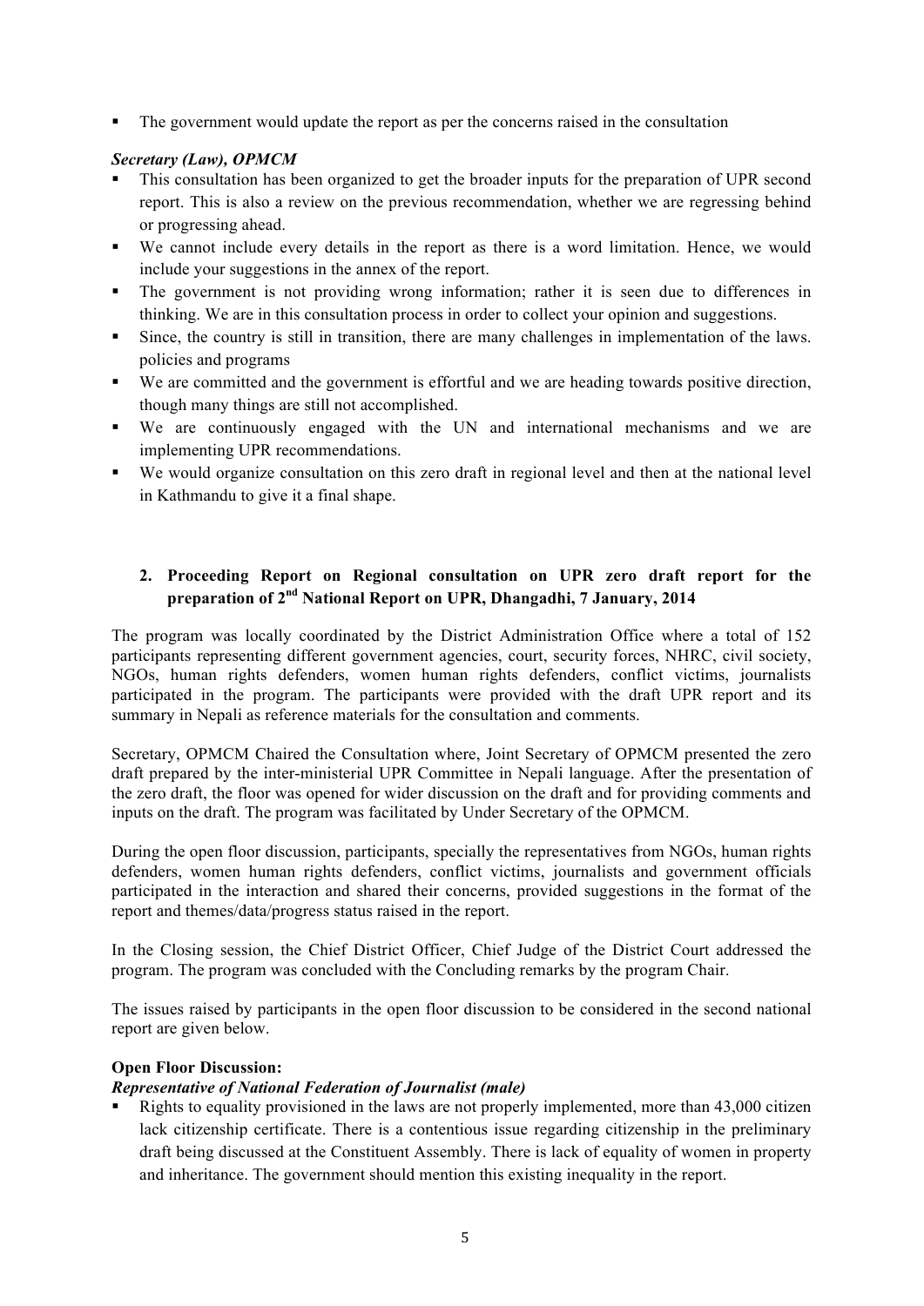- The government would update the report as per the concerns raised in the consultation

***Secretary (Law), OPMCM***

- This consultation has been organized to get the broader inputs for the preparation of UPR second report. This is also a review on the previous recommendation, whether we are regressing behind or progressing ahead.
- We cannot include every details in the report as there is a word limitation. Hence, we would include your suggestions in the annex of the report.
- The government is not providing wrong information; rather it is seen due to differences in thinking. We are in this consultation process in order to collect your opinion and suggestions.
- Since, the country is still in transition, there are many challenges in implementation of the laws. policies and programs
- We are committed and the government is effortful and we are heading towards positive direction, though many things are still not accomplished.
- We are continuously engaged with the UN and international mechanisms and we are implementing UPR recommendations.
- We would organize consultation on this zero draft in regional level and then at the national level in Kathmandu to give it a final shape.

## 2. Proceeding Report on Regional consultation on UPR zero draft report for the preparation of 2nd National Report on UPR, Dhangadhi, 7 January, 2014

The program was locally coordinated by the District Administration Office where a total of 152 participants representing different government agencies, court, security forces, NHRC, civil society, NGOs, human rights defenders, women human rights defenders, conflict victims, journalists participated in the program. The participants were provided with the draft UPR report and its summary in Nepali as reference materials for the consultation and comments.

Secretary, OPMCM Chaired the Consultation where, Joint Secretary of OPMCM presented the zero draft prepared by the inter-ministerial UPR Committee in Nepali language. After the presentation of the zero draft, the floor was opened for wider discussion on the draft and for providing comments and inputs on the draft. The program was facilitated by Under Secretary of the OPMCM.

During the open floor discussion, participants, specially the representatives from NGOs, human rights defenders, women human rights defenders, conflict victims, journalists and government officials participated in the interaction and shared their concerns, provided suggestions in the format of the report and themes/data/progress status raised in the report.

In the Closing session, the Chief District Officer, Chief Judge of the District Court addressed the program. The program was concluded with the Concluding remarks by the program Chair.

The issues raised by participants in the open floor discussion to be considered in the second national report are given below.

**Open Floor Discussion:**

***Representative of National Federation of Journalist (male)***

- Rights to equality provisioned in the laws are not properly implemented, more than 43,000 citizen lack citizenship certificate. There is a contentious issue regarding citizenship in the preliminary draft being discussed at the Constituent Assembly. There is lack of equality of women in property and inheritance. The government should mention this existing inequality in the report.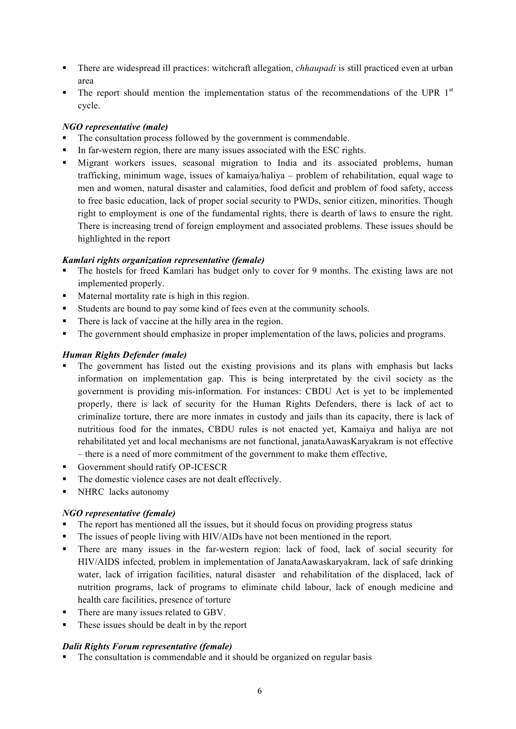- There are widespread ill practices: witchcraft allegation, *chhaupadi* is still practiced even at urban area
- The report should mention the implementation status of the recommendations of the UPR 1[st] cycle.

***NGO representative (male)***

- The consultation process followed by the government is commendable.
- In far-western region, there are many issues associated with the ESC rights.
- Migrant workers issues, seasonal migration to India and its associated problems, human trafficking, minimum wage, issues of kamaiya/haliya – problem of rehabilitation, equal wage to men and women, natural disaster and calamities, food deficit and problem of food safety, access to free basic education, lack of proper social security to PWDs, senior citizen, minorities. Though right to employment is one of the fundamental rights, there is dearth of laws to ensure the right. There is increasing trend of foreign employment and associated problems. These issues should be highlighted in the report

***Kamlari rights organization representative (female)***

- The hostels for freed Kamlari has budget only to cover for 9 months. The existing laws are not implemented properly.
- Maternal mortality rate is high in this region.
- Students are bound to pay some kind of fees even at the community schools.
- There is lack of vaccine at the hilly area in the region.
- The government should emphasize in proper implementation of the laws, policies and programs.

***Human Rights Defender (male)***

- The government has listed out the existing provisions and its plans with emphasis but lacks information on implementation gap. This is being interpretated by the civil society as the government is providing mis-information. For instances: CBDU Act is yet to be implemented properly, there is lack of security for the Human Rights Defenders, there is lack of act to criminalize torture, there are more inmates in custody and jails than its capacity, there is lack of nutritious food for the inmates, CBDU rules is not enacted yet, Kamaiya and haliya are not rehabilitated yet and local mechanisms are not functional, janataAawasKaryakram is not effective – there is a need of more commitment of the government to make them effective,
- Government should ratify OP-ICESCR
- The domestic violence cases are not dealt effectively.
- NHRC lacks autonomy

***NGO representative (female)***

- The report has mentioned all the issues, but it should focus on providing progress status
- The issues of people living with HIV/AIDs have not been mentioned in the report.
- There are many issues in the far-western region: lack of food, lack of social security for HIV/AIDS infected, problem in implementation of JanataAawaskaryakram, lack of safe drinking water, lack of irrigation facilities, natural disaster and rehabilitation of the displaced, lack of nutrition programs, lack of programs to eliminate child labour, lack of enough medicine and health care facilities, presence of torture
- There are many issues related to GBV.
- These issues should be dealt in by the report

***Dalit Rights Forum representative (female)***

- The consultation is commendable and it should be organized on regular basis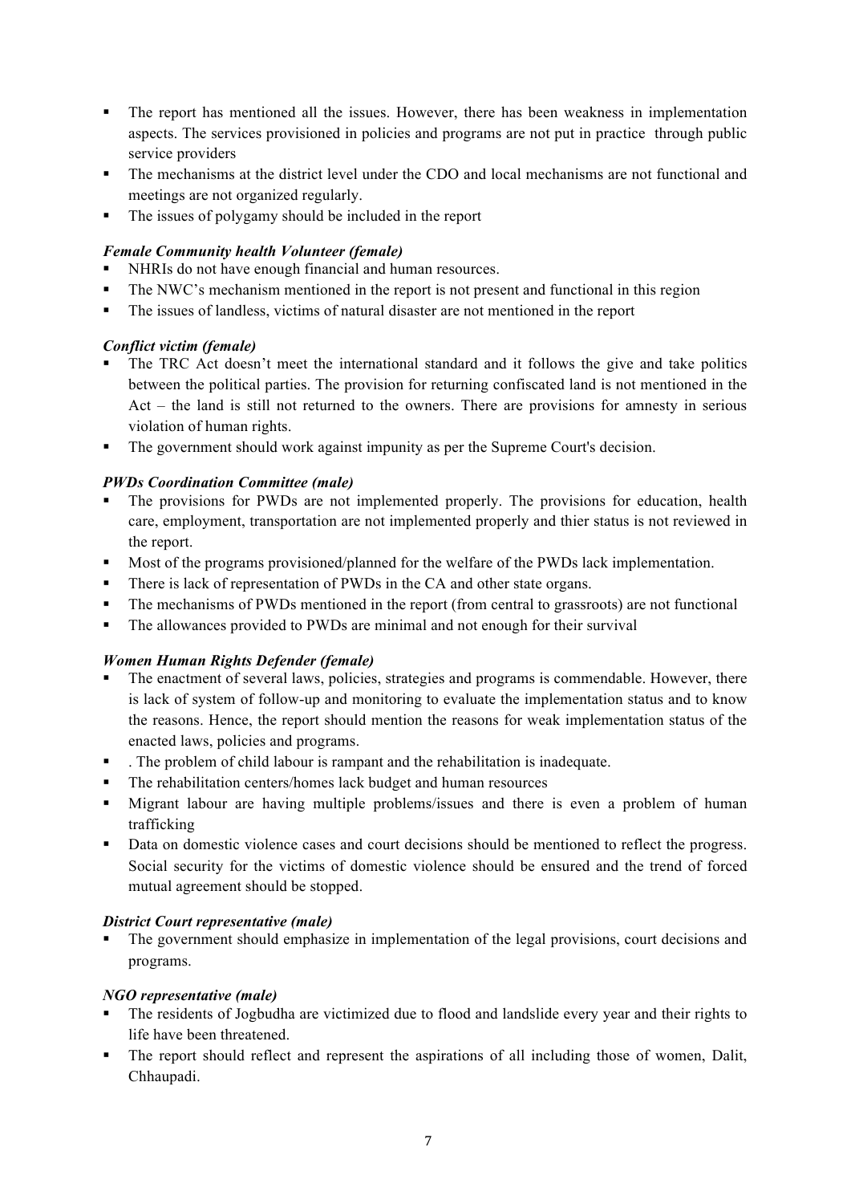- The report has mentioned all the issues. However, there has been weakness in implementation aspects. The services provisioned in policies and programs are not put in practice through public service providers
- The mechanisms at the district level under the CDO and local mechanisms are not functional and meetings are not organized regularly.
- The issues of polygamy should be included in the report

***Female Community health Volunteer (female)***

- NHRIs do not have enough financial and human resources.
- The NWC's mechanism mentioned in the report is not present and functional in this region
- The issues of landless, victims of natural disaster are not mentioned in the report

***Conflict victim (female)***

- The TRC Act doesn't meet the international standard and it follows the give and take politics between the political parties. The provision for returning confiscated land is not mentioned in the Act – the land is still not returned to the owners. There are provisions for amnesty in serious violation of human rights.
- The government should work against impunity as per the Supreme Court's decision.

***PWDs Coordination Committee (male)***

- The provisions for PWDs are not implemented properly. The provisions for education, health care, employment, transportation are not implemented properly and thier status is not reviewed in the report.
- Most of the programs provisioned/planned for the welfare of the PWDs lack implementation.
- There is lack of representation of PWDs in the CA and other state organs.
- The mechanisms of PWDs mentioned in the report (from central to grassroots) are not functional
- The allowances provided to PWDs are minimal and not enough for their survival

***Women Human Rights Defender (female)***

- The enactment of several laws, policies, strategies and programs is commendable. However, there is lack of system of follow-up and monitoring to evaluate the implementation status and to know the reasons. Hence, the report should mention the reasons for weak implementation status of the enacted laws, policies and programs.
- . The problem of child labour is rampant and the rehabilitation is inadequate.
- The rehabilitation centers/homes lack budget and human resources
- Migrant labour are having multiple problems/issues and there is even a problem of human trafficking
- Data on domestic violence cases and court decisions should be mentioned to reflect the progress. Social security for the victims of domestic violence should be ensured and the trend of forced mutual agreement should be stopped.

***District Court representative (male)***

- The government should emphasize in implementation of the legal provisions, court decisions and programs.

***NGO representative (male)***

- The residents of Jogbudha are victimized due to flood and landslide every year and their rights to life have been threatened.
- The report should reflect and represent the aspirations of all including those of women, Dalit, Chhaupadi.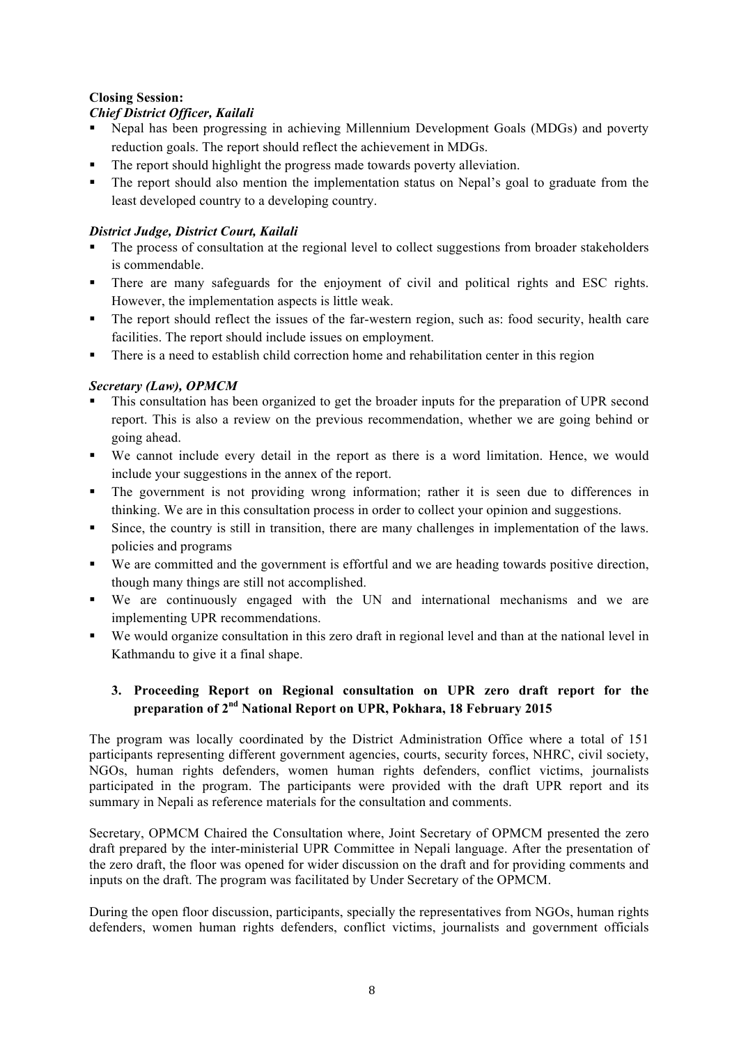**Closing Session:**

***Chief District Officer, Kailali***

- Nepal has been progressing in achieving Millennium Development Goals (MDGs) and poverty reduction goals. The report should reflect the achievement in MDGs.
- The report should highlight the progress made towards poverty alleviation.
- The report should also mention the implementation status on Nepal's goal to graduate from the least developed country to a developing country.

***District Judge, District Court, Kailali***

- The process of consultation at the regional level to collect suggestions from broader stakeholders is commendable.
- There are many safeguards for the enjoyment of civil and political rights and ESC rights. However, the implementation aspects is little weak.
- The report should reflect the issues of the far-western region, such as: food security, health care facilities. The report should include issues on employment.
- There is a need to establish child correction home and rehabilitation center in this region

***Secretary (Law), OPMCM***

- This consultation has been organized to get the broader inputs for the preparation of UPR second report. This is also a review on the previous recommendation, whether we are going behind or going ahead.
- We cannot include every detail in the report as there is a word limitation. Hence, we would include your suggestions in the annex of the report.
- The government is not providing wrong information; rather it is seen due to differences in thinking. We are in this consultation process in order to collect your opinion and suggestions.
- Since, the country is still in transition, there are many challenges in implementation of the laws. policies and programs
- We are committed and the government is effortful and we are heading towards positive direction, though many things are still not accomplished.
- We are continuously engaged with the UN and international mechanisms and we are implementing UPR recommendations.
- We would organize consultation in this zero draft in regional level and than at the national level in Kathmandu to give it a final shape.

### 3. Proceeding Report on Regional consultation on UPR zero draft report for the preparation of 2nd National Report on UPR, Pokhara, 18 February 2015

The program was locally coordinated by the District Administration Office where a total of 151 participants representing different government agencies, courts, security forces, NHRC, civil society, NGOs, human rights defenders, women human rights defenders, conflict victims, journalists participated in the program. The participants were provided with the draft UPR report and its summary in Nepali as reference materials for the consultation and comments.

Secretary, OPMCM Chaired the Consultation where, Joint Secretary of OPMCM presented the zero draft prepared by the inter-ministerial UPR Committee in Nepali language. After the presentation of the zero draft, the floor was opened for wider discussion on the draft and for providing comments and inputs on the draft. The program was facilitated by Under Secretary of the OPMCM.

During the open floor discussion, participants, specially the representatives from NGOs, human rights defenders, women human rights defenders, conflict victims, journalists and government officials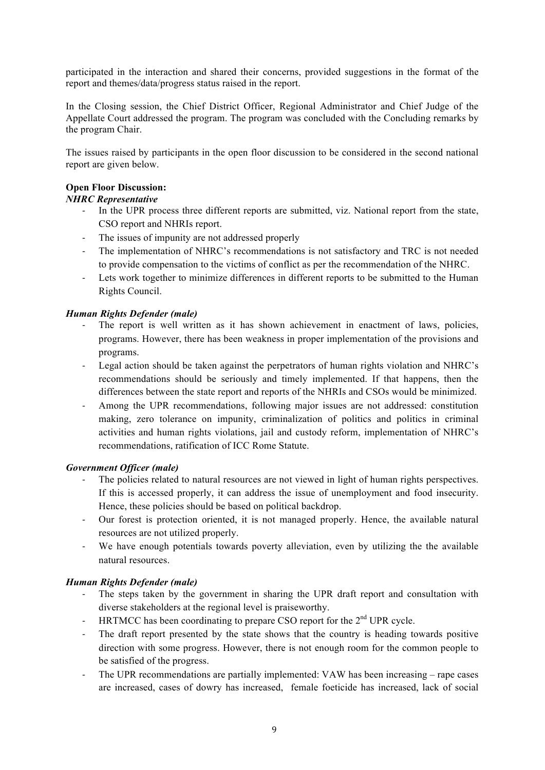participated in the interaction and shared their concerns, provided suggestions in the format of the report and themes/data/progress status raised in the report.

In the Closing session, the Chief District Officer, Regional Administrator and Chief Judge of the Appellate Court addressed the program. The program was concluded with the Concluding remarks by the program Chair.

The issues raised by participants in the open floor discussion to be considered in the second national report are given below.

**Open Floor Discussion:**

***NHRC Representative***

- In the UPR process three different reports are submitted, viz. National report from the state, CSO report and NHRIs report.
- The issues of impunity are not addressed properly
- The implementation of NHRC's recommendations is not satisfactory and TRC is not needed to provide compensation to the victims of conflict as per the recommendation of the NHRC.
- Lets work together to minimize differences in different reports to be submitted to the Human Rights Council.

***Human Rights Defender (male)***

- The report is well written as it has shown achievement in enactment of laws, policies, programs. However, there has been weakness in proper implementation of the provisions and programs.
- Legal action should be taken against the perpetrators of human rights violation and NHRC's recommendations should be seriously and timely implemented. If that happens, then the differences between the state report and reports of the NHRIs and CSOs would be minimized.
- Among the UPR recommendations, following major issues are not addressed: constitution making, zero tolerance on impunity, criminalization of politics and politics in criminal activities and human rights violations, jail and custody reform, implementation of NHRC's recommendations, ratification of ICC Rome Statute.

***Government Officer (male)***

- The policies related to natural resources are not viewed in light of human rights perspectives. If this is accessed properly, it can address the issue of unemployment and food insecurity. Hence, these policies should be based on political backdrop.
- Our forest is protection oriented, it is not managed properly. Hence, the available natural resources are not utilized properly.
- We have enough potentials towards poverty alleviation, even by utilizing the the available natural resources.

***Human Rights Defender (male)***

- The steps taken by the government in sharing the UPR draft report and consultation with diverse stakeholders at the regional level is praiseworthy.
- HRTMCC has been coordinating to prepare CSO report for the 2nd UPR cycle.
- The draft report presented by the state shows that the country is heading towards positive direction with some progress. However, there is not enough room for the common people to be satisfied of the progress.
- The UPR recommendations are partially implemented: VAW has been increasing – rape cases are increased, cases of dowry has increased, female foeticide has increased, lack of social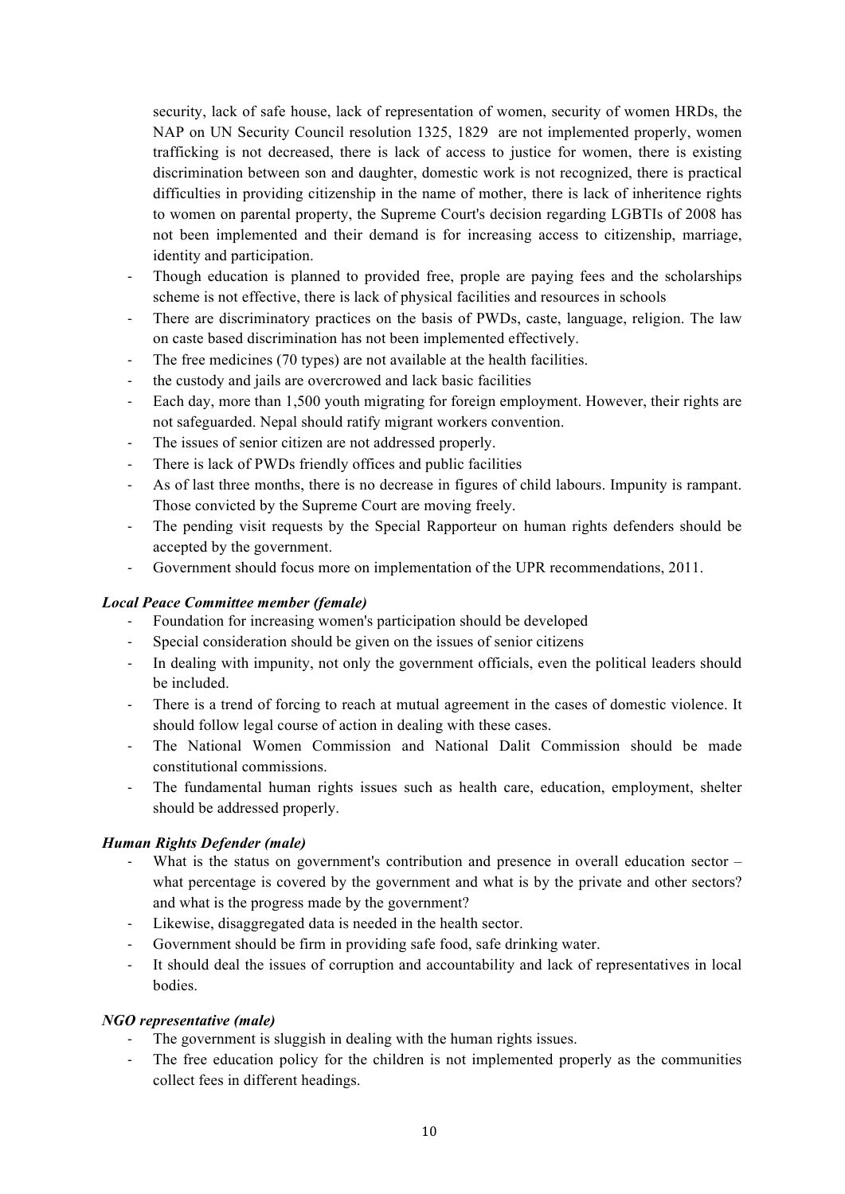security, lack of safe house, lack of representation of women, security of women HRDs, the NAP on UN Security Council resolution 1325, 1829 are not implemented properly, women trafficking is not decreased, there is lack of access to justice for women, there is existing discrimination between son and daughter, domestic work is not recognized, there is practical difficulties in providing citizenship in the name of mother, there is lack of inheritence rights to women on parental property, the Supreme Court's decision regarding LGBTIs of 2008 has not been implemented and their demand is for increasing access to citizenship, marriage, identity and participation.

- Though education is planned to provided free, prople are paying fees and the scholarships scheme is not effective, there is lack of physical facilities and resources in schools
- There are discriminatory practices on the basis of PWDs, caste, language, religion. The law on caste based discrimination has not been implemented effectively.
- The free medicines (70 types) are not available at the health facilities.
- the custody and jails are overcrowed and lack basic facilities
- Each day, more than 1,500 youth migrating for foreign employment. However, their rights are not safeguarded. Nepal should ratify migrant workers convention.
- The issues of senior citizen are not addressed properly.
- There is lack of PWDs friendly offices and public facilities
- As of last three months, there is no decrease in figures of child labours. Impunity is rampant. Those convicted by the Supreme Court are moving freely.
- The pending visit requests by the Special Rapporteur on human rights defenders should be accepted by the government.
- Government should focus more on implementation of the UPR recommendations, 2011.

***Local Peace Committee member (female)***

- Foundation for increasing women's participation should be developed
- Special consideration should be given on the issues of senior citizens
- In dealing with impunity, not only the government officials, even the political leaders should be included.
- There is a trend of forcing to reach at mutual agreement in the cases of domestic violence. It should follow legal course of action in dealing with these cases.
- The National Women Commission and National Dalit Commission should be made constitutional commissions.
- The fundamental human rights issues such as health care, education, employment, shelter should be addressed properly.

***Human Rights Defender (male)***

- What is the status on government's contribution and presence in overall education sector – what percentage is covered by the government and what is by the private and other sectors? and what is the progress made by the government?
- Likewise, disaggregated data is needed in the health sector.
- Government should be firm in providing safe food, safe drinking water.
- It should deal the issues of corruption and accountability and lack of representatives in local bodies.

***NGO representative (male)***

- The government is sluggish in dealing with the human rights issues.
- The free education policy for the children is not implemented properly as the communities collect fees in different headings.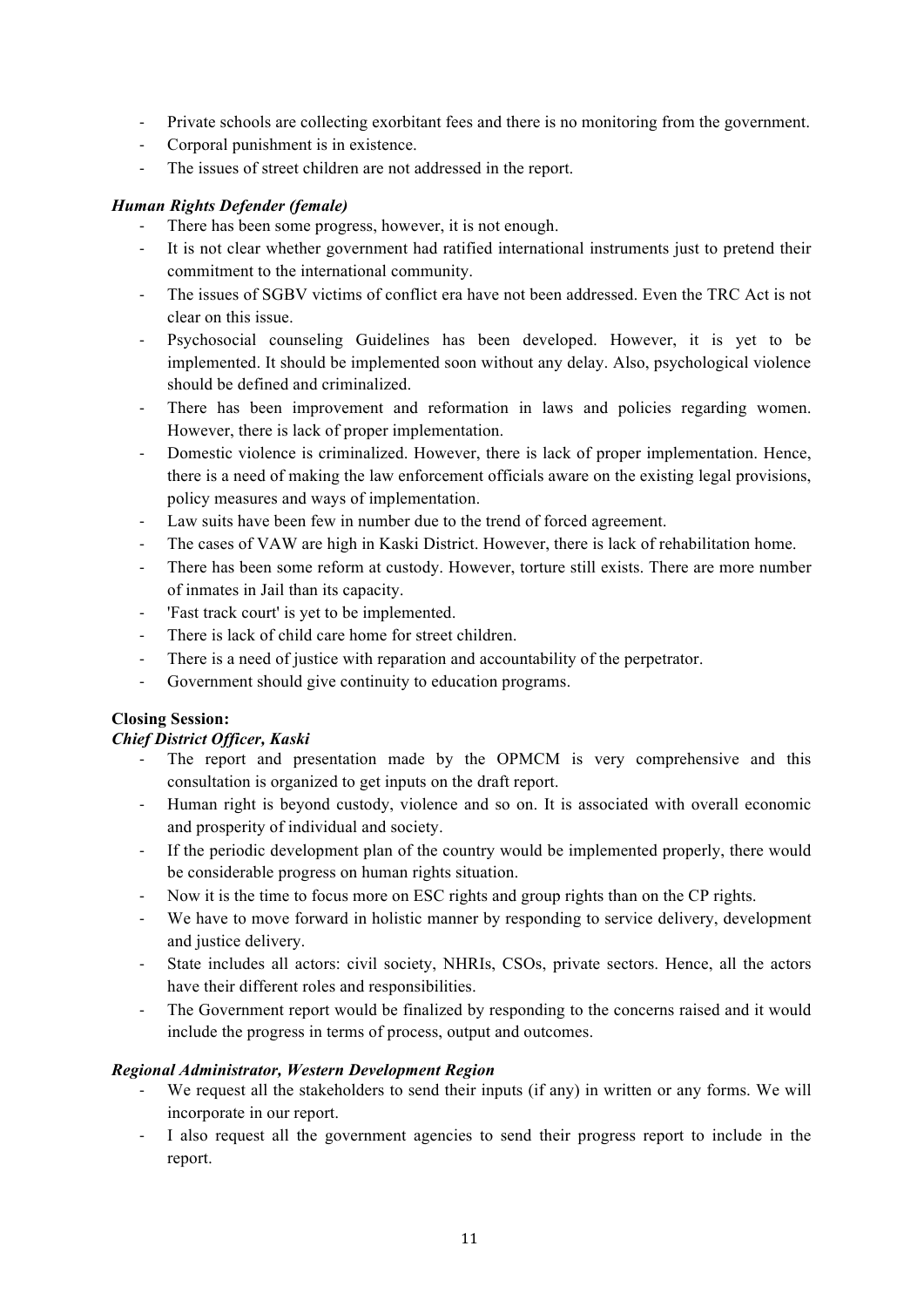- Private schools are collecting exorbitant fees and there is no monitoring from the government.
- Corporal punishment is in existence.
- The issues of street children are not addressed in the report.

***Human Rights Defender (female)***

- There has been some progress, however, it is not enough.
- It is not clear whether government had ratified international instruments just to pretend their commitment to the international community.
- The issues of SGBV victims of conflict era have not been addressed. Even the TRC Act is not clear on this issue.
- Psychosocial counseling Guidelines has been developed. However, it is yet to be implemented. It should be implemented soon without any delay. Also, psychological violence should be defined and criminalized.
- There has been improvement and reformation in laws and policies regarding women. However, there is lack of proper implementation.
- Domestic violence is criminalized. However, there is lack of proper implementation. Hence, there is a need of making the law enforcement officials aware on the existing legal provisions, policy measures and ways of implementation.
- Law suits have been few in number due to the trend of forced agreement.
- The cases of VAW are high in Kaski District. However, there is lack of rehabilitation home.
- There has been some reform at custody. However, torture still exists. There are more number of inmates in Jail than its capacity.
- 'Fast track court' is yet to be implemented.
- There is lack of child care home for street children.
- There is a need of justice with reparation and accountability of the perpetrator.
- Government should give continuity to education programs.

**Closing Session:**

***Chief District Officer, Kaski***

- The report and presentation made by the OPMCM is very comprehensive and this consultation is organized to get inputs on the draft report.
- Human right is beyond custody, violence and so on. It is associated with overall economic and prosperity of individual and society.
- If the periodic development plan of the country would be implemented properly, there would be considerable progress on human rights situation.
- Now it is the time to focus more on ESC rights and group rights than on the CP rights.
- We have to move forward in holistic manner by responding to service delivery, development and justice delivery.
- State includes all actors: civil society, NHRIs, CSOs, private sectors. Hence, all the actors have their different roles and responsibilities.
- The Government report would be finalized by responding to the concerns raised and it would include the progress in terms of process, output and outcomes.

***Regional Administrator, Western Development Region***

- We request all the stakeholders to send their inputs (if any) in written or any forms. We will incorporate in our report.
- I also request all the government agencies to send their progress report to include in the report.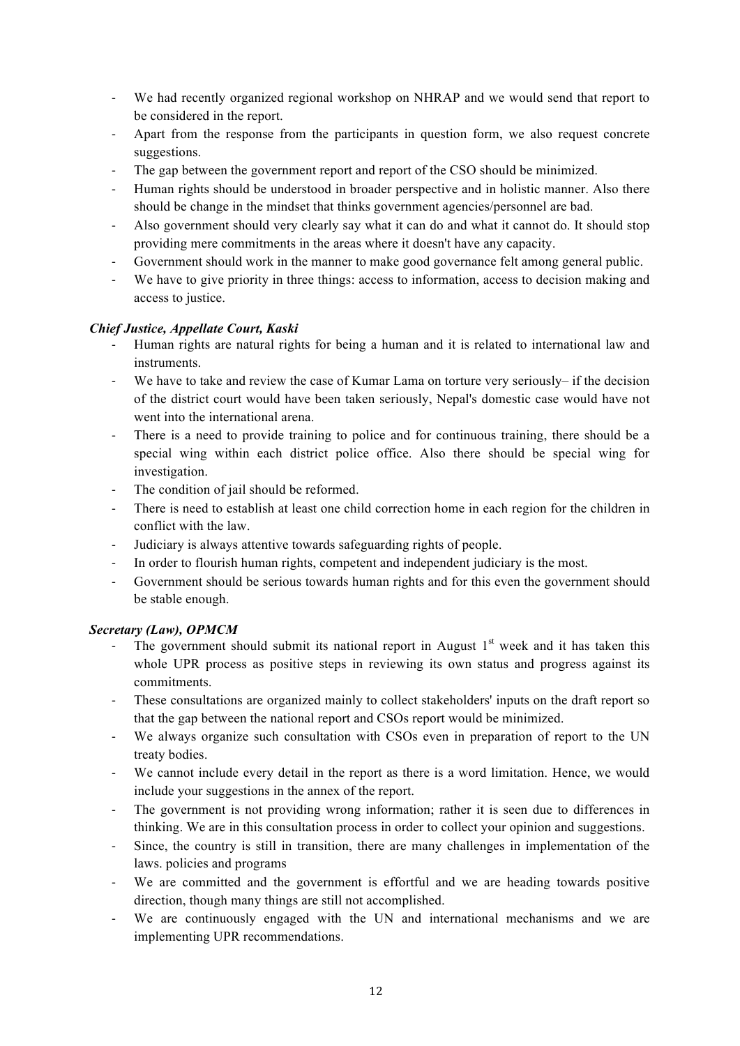- We had recently organized regional workshop on NHRAP and we would send that report to be considered in the report.
- Apart from the response from the participants in question form, we also request concrete suggestions.
- The gap between the government report and report of the CSO should be minimized.
- Human rights should be understood in broader perspective and in holistic manner. Also there should be change in the mindset that thinks government agencies/personnel are bad.
- Also government should very clearly say what it can do and what it cannot do. It should stop providing mere commitments in the areas where it doesn't have any capacity.
- Government should work in the manner to make good governance felt among general public.
- We have to give priority in three things: access to information, access to decision making and access to justice.

***Chief Justice, Appellate Court, Kaski***

- Human rights are natural rights for being a human and it is related to international law and instruments.
- We have to take and review the case of Kumar Lama on torture very seriously– if the decision of the district court would have been taken seriously, Nepal's domestic case would have not went into the international arena.
- There is a need to provide training to police and for continuous training, there should be a special wing within each district police office. Also there should be special wing for investigation.
- The condition of jail should be reformed.
- There is need to establish at least one child correction home in each region for the children in conflict with the law.
- Judiciary is always attentive towards safeguarding rights of people.
- In order to flourish human rights, competent and independent judiciary is the most.
- Government should be serious towards human rights and for this even the government should be stable enough.

***Secretary (Law), OPMCM***

- The government should submit its national report in August 1st week and it has taken this whole UPR process as positive steps in reviewing its own status and progress against its commitments.
- These consultations are organized mainly to collect stakeholders' inputs on the draft report so that the gap between the national report and CSOs report would be minimized.
- We always organize such consultation with CSOs even in preparation of report to the UN treaty bodies.
- We cannot include every detail in the report as there is a word limitation. Hence, we would include your suggestions in the annex of the report.
- The government is not providing wrong information; rather it is seen due to differences in thinking. We are in this consultation process in order to collect your opinion and suggestions.
- Since, the country is still in transition, there are many challenges in implementation of the laws. policies and programs
- We are committed and the government is effortful and we are heading towards positive direction, though many things are still not accomplished.
- We are continuously engaged with the UN and international mechanisms and we are implementing UPR recommendations.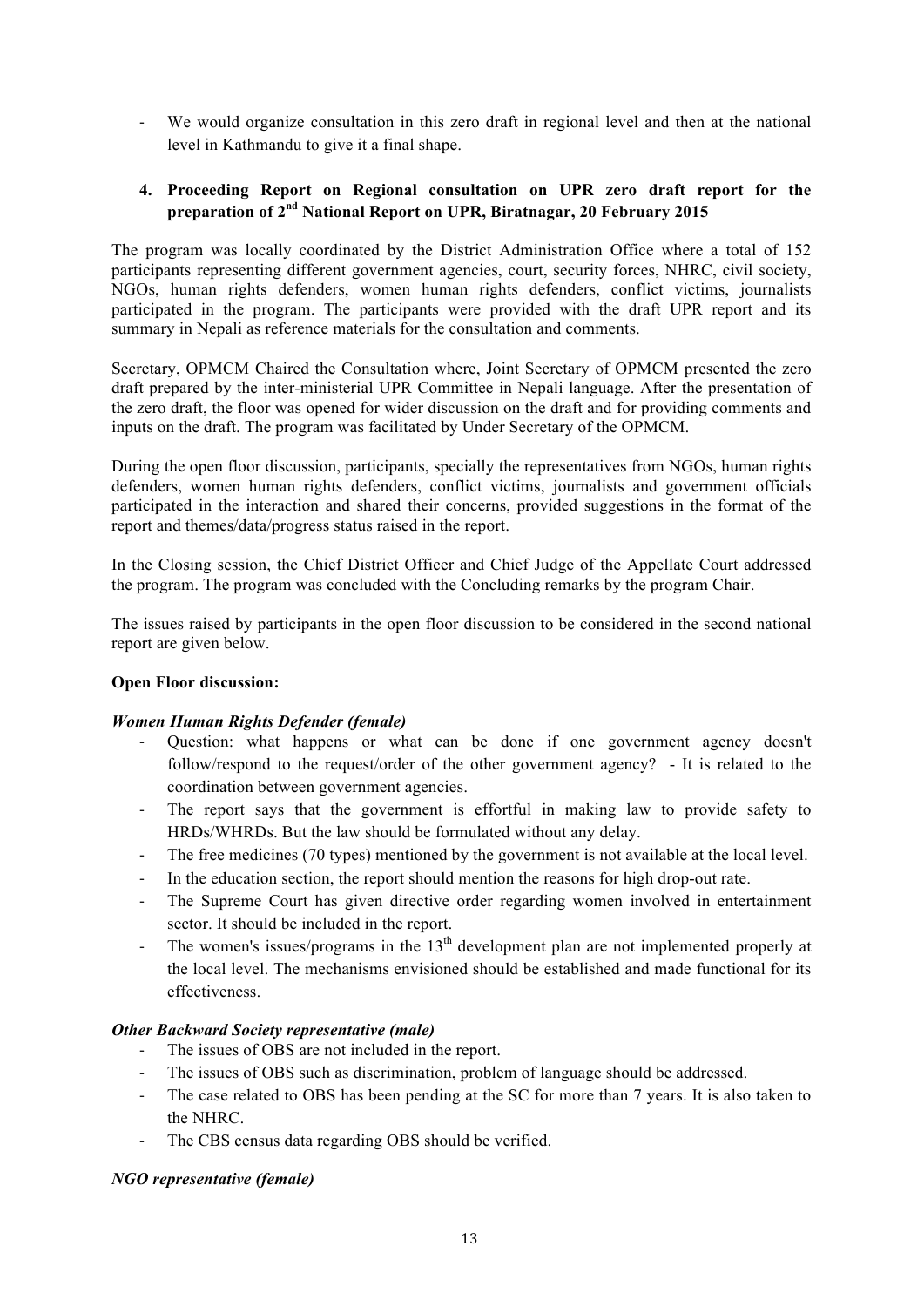- We would organize consultation in this zero draft in regional level and then at the national level in Kathmandu to give it a final shape.

### 4. Proceeding Report on Regional consultation on UPR zero draft report for the preparation of 2nd National Report on UPR, Biratnagar, 20 February 2015

The program was locally coordinated by the District Administration Office where a total of 152 participants representing different government agencies, court, security forces, NHRC, civil society, NGOs, human rights defenders, women human rights defenders, conflict victims, journalists participated in the program. The participants were provided with the draft UPR report and its summary in Nepali as reference materials for the consultation and comments.

Secretary, OPMCM Chaired the Consultation where, Joint Secretary of OPMCM presented the zero draft prepared by the inter-ministerial UPR Committee in Nepali language. After the presentation of the zero draft, the floor was opened for wider discussion on the draft and for providing comments and inputs on the draft. The program was facilitated by Under Secretary of the OPMCM.

During the open floor discussion, participants, specially the representatives from NGOs, human rights defenders, women human rights defenders, conflict victims, journalists and government officials participated in the interaction and shared their concerns, provided suggestions in the format of the report and themes/data/progress status raised in the report.

In the Closing session, the Chief District Officer and Chief Judge of the Appellate Court addressed the program. The program was concluded with the Concluding remarks by the program Chair.

The issues raised by participants in the open floor discussion to be considered in the second national report are given below.

**Open Floor discussion:**

***Women Human Rights Defender (female)***

- Question: what happens or what can be done if one government agency doesn't follow/respond to the request/order of the other government agency? - It is related to the coordination between government agencies.
- The report says that the government is effortful in making law to provide safety to HRDs/WHRDs. But the law should be formulated without any delay.
- The free medicines (70 types) mentioned by the government is not available at the local level.
- In the education section, the report should mention the reasons for high drop-out rate.
- The Supreme Court has given directive order regarding women involved in entertainment sector. It should be included in the report.
- The women's issues/programs in the 13th development plan are not implemented properly at the local level. The mechanisms envisioned should be established and made functional for its effectiveness.

***Other Backward Society representative (male)***

- The issues of OBS are not included in the report.
- The issues of OBS such as discrimination, problem of language should be addressed.
- The case related to OBS has been pending at the SC for more than 7 years. It is also taken to the NHRC.
- The CBS census data regarding OBS should be verified.

***NGO representative (female)***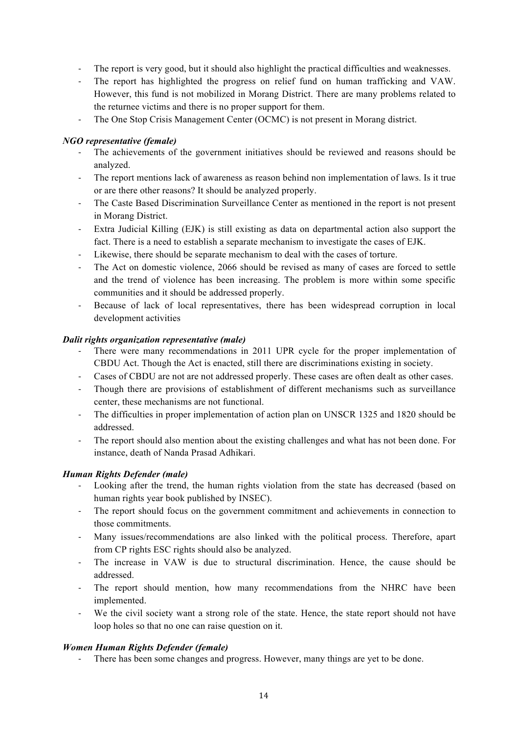- The report is very good, but it should also highlight the practical difficulties and weaknesses.
- The report has highlighted the progress on relief fund on human trafficking and VAW. However, this fund is not mobilized in Morang District. There are many problems related to the returnee victims and there is no proper support for them.
- The One Stop Crisis Management Center (OCMC) is not present in Morang district.

***NGO representative (female)***

- The achievements of the government initiatives should be reviewed and reasons should be analyzed.
- The report mentions lack of awareness as reason behind non implementation of laws. Is it true or are there other reasons? It should be analyzed properly.
- The Caste Based Discrimination Surveillance Center as mentioned in the report is not present in Morang District.
- Extra Judicial Killing (EJK) is still existing as data on departmental action also support the fact. There is a need to establish a separate mechanism to investigate the cases of EJK.
- Likewise, there should be separate mechanism to deal with the cases of torture.
- The Act on domestic violence, 2066 should be revised as many of cases are forced to settle and the trend of violence has been increasing. The problem is more within some specific communities and it should be addressed properly.
- Because of lack of local representatives, there has been widespread corruption in local development activities

***Dalit rights organization representative (male)***

- There were many recommendations in 2011 UPR cycle for the proper implementation of CBDU Act. Though the Act is enacted, still there are discriminations existing in society.
- Cases of CBDU are not are not addressed properly. These cases are often dealt as other cases.
- Though there are provisions of establishment of different mechanisms such as surveillance center, these mechanisms are not functional.
- The difficulties in proper implementation of action plan on UNSCR 1325 and 1820 should be addressed.
- The report should also mention about the existing challenges and what has not been done. For instance, death of Nanda Prasad Adhikari.

***Human Rights Defender (male)***

- Looking after the trend, the human rights violation from the state has decreased (based on human rights year book published by INSEC).
- The report should focus on the government commitment and achievements in connection to those commitments.
- Many issues/recommendations are also linked with the political process. Therefore, apart from CP rights ESC rights should also be analyzed.
- The increase in VAW is due to structural discrimination. Hence, the cause should be addressed.
- The report should mention, how many recommendations from the NHRC have been implemented.
- We the civil society want a strong role of the state. Hence, the state report should not have loop holes so that no one can raise question on it.

***Women Human Rights Defender (female)***

- There has been some changes and progress. However, many things are yet to be done.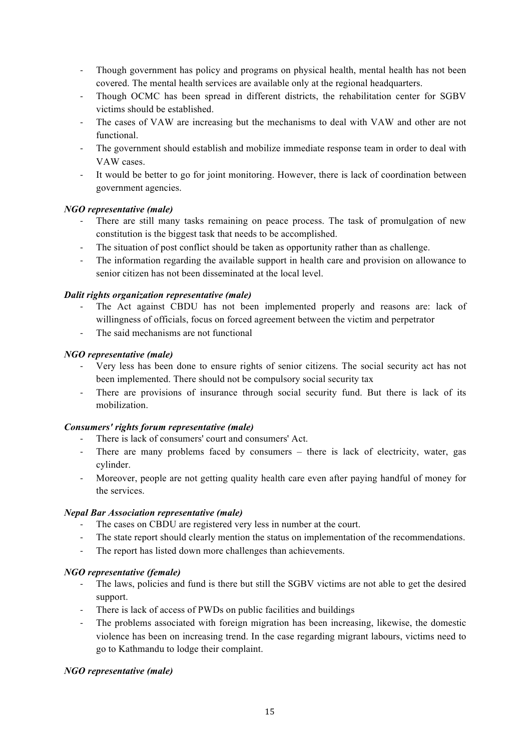- Though government has policy and programs on physical health, mental health has not been covered. The mental health services are available only at the regional headquarters.
- Though OCMC has been spread in different districts, the rehabilitation center for SGBV victims should be established.
- The cases of VAW are increasing but the mechanisms to deal with VAW and other are not functional.
- The government should establish and mobilize immediate response team in order to deal with VAW cases.
- It would be better to go for joint monitoring. However, there is lack of coordination between government agencies.

***NGO representative (male)***

- There are still many tasks remaining on peace process. The task of promulgation of new constitution is the biggest task that needs to be accomplished.
- The situation of post conflict should be taken as opportunity rather than as challenge.
- The information regarding the available support in health care and provision on allowance to senior citizen has not been disseminated at the local level.

***Dalit rights organization representative (male)***

- The Act against CBDU has not been implemented properly and reasons are: lack of willingness of officials, focus on forced agreement between the victim and perpetrator
- The said mechanisms are not functional

***NGO representative (male)***

- Very less has been done to ensure rights of senior citizens. The social security act has not been implemented. There should not be compulsory social security tax
- There are provisions of insurance through social security fund. But there is lack of its mobilization.

***Consumers' rights forum representative (male)***

- There is lack of consumers' court and consumers' Act.
- There are many problems faced by consumers – there is lack of electricity, water, gas cylinder.
- Moreover, people are not getting quality health care even after paying handful of money for the services.

***Nepal Bar Association representative (male)***

- The cases on CBDU are registered very less in number at the court.
- The state report should clearly mention the status on implementation of the recommendations.
- The report has listed down more challenges than achievements.

***NGO representative (female)***

- The laws, policies and fund is there but still the SGBV victims are not able to get the desired support.
- There is lack of access of PWDs on public facilities and buildings
- The problems associated with foreign migration has been increasing, likewise, the domestic violence has been on increasing trend. In the case regarding migrant labours, victims need to go to Kathmandu to lodge their complaint.

***NGO representative (male)***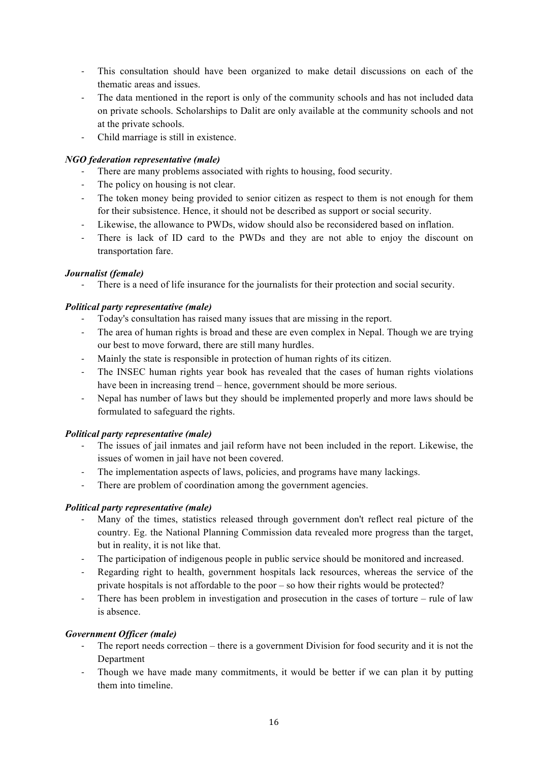- This consultation should have been organized to make detail discussions on each of the thematic areas and issues.
- The data mentioned in the report is only of the community schools and has not included data on private schools. Scholarships to Dalit are only available at the community schools and not at the private schools.
- Child marriage is still in existence.

***NGO federation representative (male)***

- There are many problems associated with rights to housing, food security.
- The policy on housing is not clear.
- The token money being provided to senior citizen as respect to them is not enough for them for their subsistence. Hence, it should not be described as support or social security.
- Likewise, the allowance to PWDs, widow should also be reconsidered based on inflation.
- There is lack of ID card to the PWDs and they are not able to enjoy the discount on transportation fare.

***Journalist (female)***

- There is a need of life insurance for the journalists for their protection and social security.

***Political party representative (male)***

- Today's consultation has raised many issues that are missing in the report.
- The area of human rights is broad and these are even complex in Nepal. Though we are trying our best to move forward, there are still many hurdles.
- Mainly the state is responsible in protection of human rights of its citizen.
- The INSEC human rights year book has revealed that the cases of human rights violations have been in increasing trend – hence, government should be more serious.
- Nepal has number of laws but they should be implemented properly and more laws should be formulated to safeguard the rights.

***Political party representative (male)***

- The issues of jail inmates and jail reform have not been included in the report. Likewise, the issues of women in jail have not been covered.
- The implementation aspects of laws, policies, and programs have many lackings.
- There are problem of coordination among the government agencies.

***Political party representative (male)***

- Many of the times, statistics released through government don't reflect real picture of the country. Eg. the National Planning Commission data revealed more progress than the target, but in reality, it is not like that.
- The participation of indigenous people in public service should be monitored and increased.
- Regarding right to health, government hospitals lack resources, whereas the service of the private hospitals is not affordable to the poor – so how their rights would be protected?
- There has been problem in investigation and prosecution in the cases of torture – rule of law is absence.

***Government Officer (male)***

- The report needs correction – there is a government Division for food security and it is not the Department
- Though we have made many commitments, it would be better if we can plan it by putting them into timeline.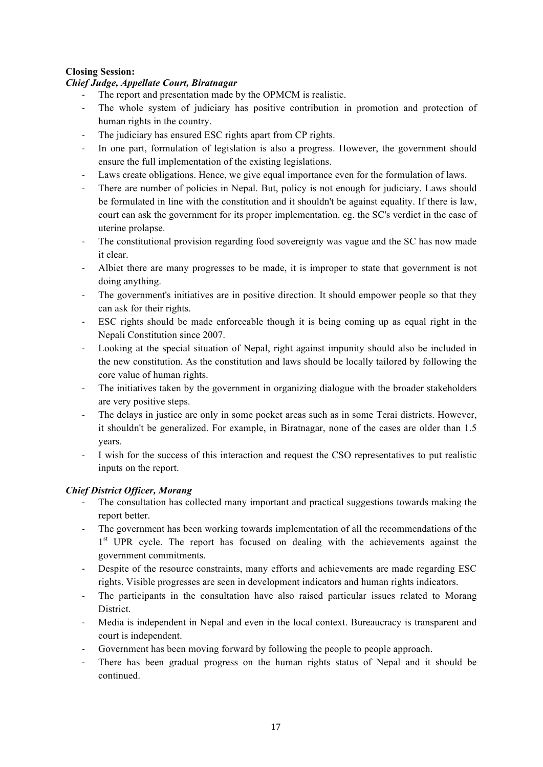**Closing Session:**

***Chief Judge, Appellate Court, Biratnagar***

- The report and presentation made by the OPMCM is realistic.
- The whole system of judiciary has positive contribution in promotion and protection of human rights in the country.
- The judiciary has ensured ESC rights apart from CP rights.
- In one part, formulation of legislation is also a progress. However, the government should ensure the full implementation of the existing legislations.
- Laws create obligations. Hence, we give equal importance even for the formulation of laws.
- There are number of policies in Nepal. But, policy is not enough for judiciary. Laws should be formulated in line with the constitution and it shouldn't be against equality. If there is law, court can ask the government for its proper implementation. eg. the SC's verdict in the case of uterine prolapse.
- The constitutional provision regarding food sovereignty was vague and the SC has now made it clear.
- Albiet there are many progresses to be made, it is improper to state that government is not doing anything.
- The government's initiatives are in positive direction. It should empower people so that they can ask for their rights.
- ESC rights should be made enforceable though it is being coming up as equal right in the Nepali Constitution since 2007.
- Looking at the special situation of Nepal, right against impunity should also be included in the new constitution. As the constitution and laws should be locally tailored by following the core value of human rights.
- The initiatives taken by the government in organizing dialogue with the broader stakeholders are very positive steps.
- The delays in justice are only in some pocket areas such as in some Terai districts. However, it shouldn't be generalized. For example, in Biratnagar, none of the cases are older than 1.5 years.
- I wish for the success of this interaction and request the CSO representatives to put realistic inputs on the report.

***Chief District Officer, Morang***

- The consultation has collected many important and practical suggestions towards making the report better.
- The government has been working towards implementation of all the recommendations of the 1st UPR cycle. The report has focused on dealing with the achievements against the government commitments.
- Despite of the resource constraints, many efforts and achievements are made regarding ESC rights. Visible progresses are seen in development indicators and human rights indicators.
- The participants in the consultation have also raised particular issues related to Morang District.
- Media is independent in Nepal and even in the local context. Bureaucracy is transparent and court is independent.
- Government has been moving forward by following the people to people approach.
- There has been gradual progress on the human rights status of Nepal and it should be continued.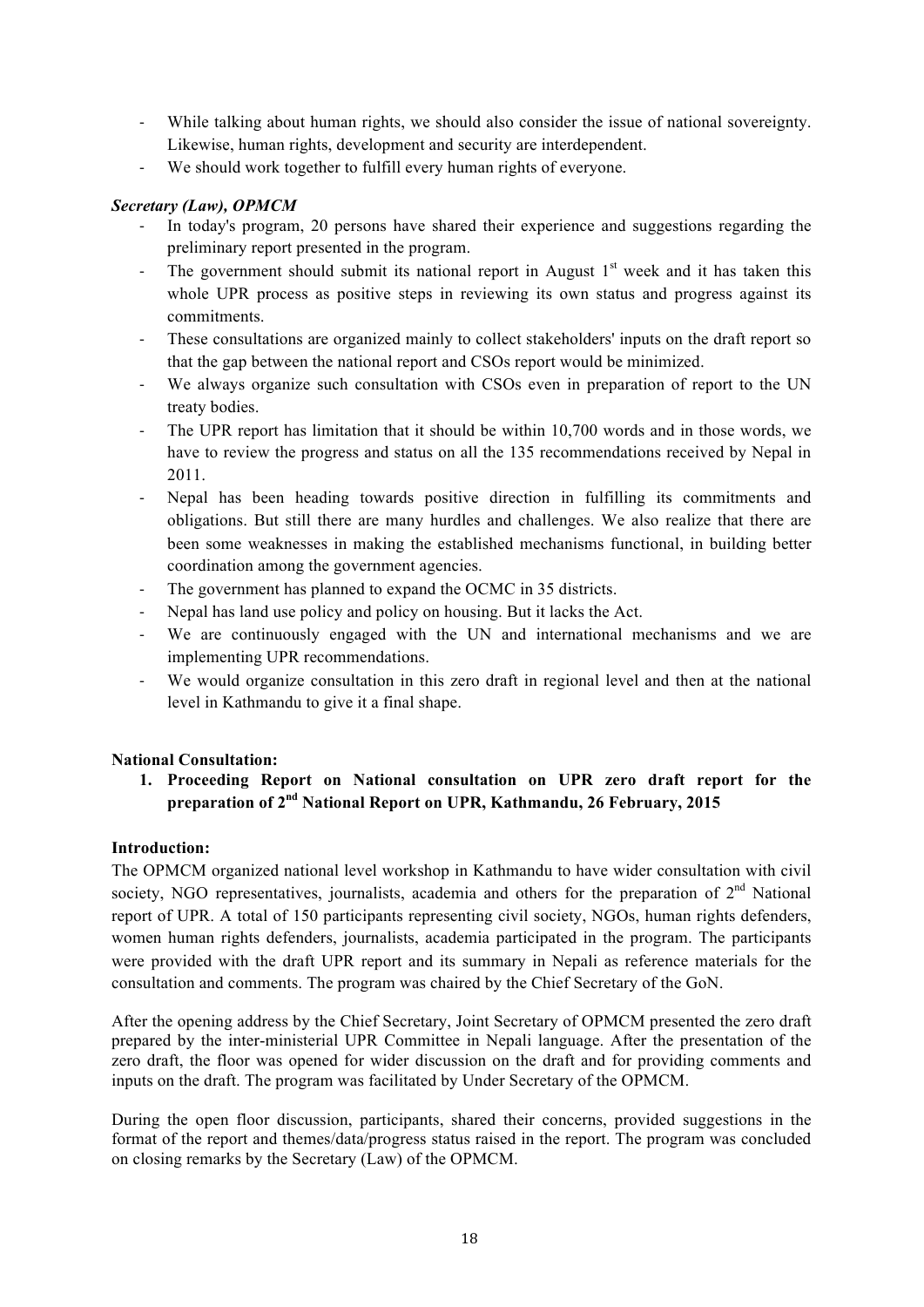- While talking about human rights, we should also consider the issue of national sovereignty. Likewise, human rights, development and security are interdependent.
- We should work together to fulfill every human rights of everyone.

***Secretary (Law), OPMCM***

- In today's program, 20 persons have shared their experience and suggestions regarding the preliminary report presented in the program.
- The government should submit its national report in August 1st week and it has taken this whole UPR process as positive steps in reviewing its own status and progress against its commitments.
- These consultations are organized mainly to collect stakeholders' inputs on the draft report so that the gap between the national report and CSOs report would be minimized.
- We always organize such consultation with CSOs even in preparation of report to the UN treaty bodies.
- The UPR report has limitation that it should be within 10,700 words and in those words, we have to review the progress and status on all the 135 recommendations received by Nepal in 2011.
- Nepal has been heading towards positive direction in fulfilling its commitments and obligations. But still there are many hurdles and challenges. We also realize that there are been some weaknesses in making the established mechanisms functional, in building better coordination among the government agencies.
- The government has planned to expand the OCMC in 35 districts.
- Nepal has land use policy and policy on housing. But it lacks the Act.
- We are continuously engaged with the UN and international mechanisms and we are implementing UPR recommendations.
- We would organize consultation in this zero draft in regional level and then at the national level in Kathmandu to give it a final shape.

**National Consultation:**

1. **Proceeding Report on National consultation on UPR zero draft report for the preparation of 2nd National Report on UPR, Kathmandu, 26 February, 2015**

**Introduction:**

The OPMCM organized national level workshop in Kathmandu to have wider consultation with civil society, NGO representatives, journalists, academia and others for the preparation of 2nd National report of UPR. A total of 150 participants representing civil society, NGOs, human rights defenders, women human rights defenders, journalists, academia participated in the program. The participants were provided with the draft UPR report and its summary in Nepali as reference materials for the consultation and comments. The program was chaired by the Chief Secretary of the GoN.

After the opening address by the Chief Secretary, Joint Secretary of OPMCM presented the zero draft prepared by the inter-ministerial UPR Committee in Nepali language. After the presentation of the zero draft, the floor was opened for wider discussion on the draft and for providing comments and inputs on the draft. The program was facilitated by Under Secretary of the OPMCM.

During the open floor discussion, participants, shared their concerns, provided suggestions in the format of the report and themes/data/progress status raised in the report. The program was concluded on closing remarks by the Secretary (Law) of the OPMCM.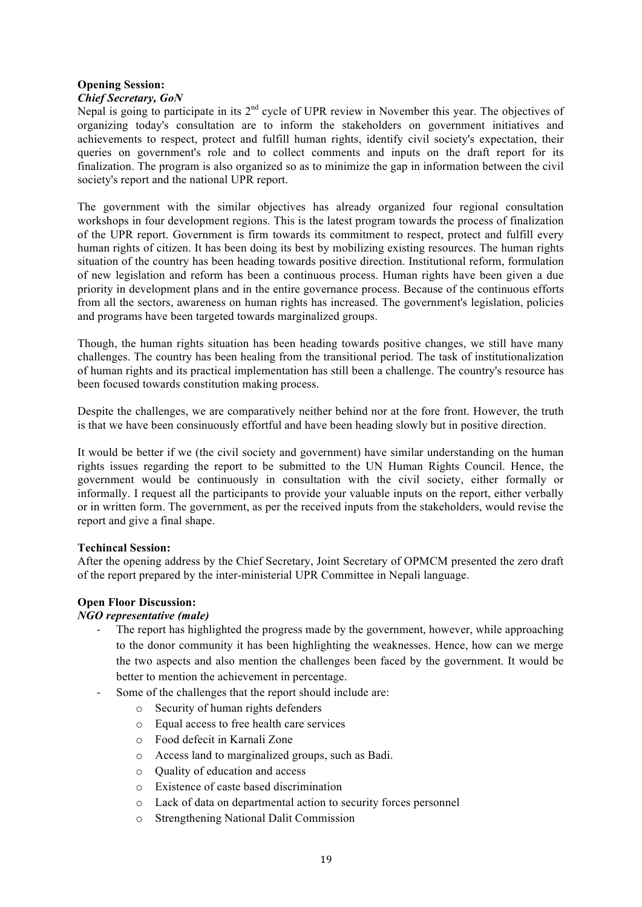**Opening Session:**

***Chief Secretary, GoN***

Nepal is going to participate in its 2nd cycle of UPR review in November this year. The objectives of organizing today's consultation are to inform the stakeholders on government initiatives and achievements to respect, protect and fulfill human rights, identify civil society's expectation, their queries on government's role and to collect comments and inputs on the draft report for its finalization. The program is also organized so as to minimize the gap in information between the civil society's report and the national UPR report.

The government with the similar objectives has already organized four regional consultation workshops in four development regions. This is the latest program towards the process of finalization of the UPR report. Government is firm towards its commitment to respect, protect and fulfill every human rights of citizen. It has been doing its best by mobilizing existing resources. The human rights situation of the country has been heading towards positive direction. Institutional reform, formulation of new legislation and reform has been a continuous process. Human rights have been given a due priority in development plans and in the entire governance process. Because of the continuous efforts from all the sectors, awareness on human rights has increased. The government's legislation, policies and programs have been targeted towards marginalized groups.

Though, the human rights situation has been heading towards positive changes, we still have many challenges. The country has been healing from the transitional period. The task of institutionalization of human rights and its practical implementation has still been a challenge. The country's resource has been focused towards constitution making process.

Despite the challenges, we are comparatively neither behind nor at the fore front. However, the truth is that we have been consinuously effortful and have been heading slowly but in positive direction.

It would be better if we (the civil society and government) have similar understanding on the human rights issues regarding the report to be submitted to the UN Human Rights Council. Hence, the government would be continuously in consultation with the civil society, either formally or informally. I request all the participants to provide your valuable inputs on the report, either verbally or in written form. The government, as per the received inputs from the stakeholders, would revise the report and give a final shape.

**Techincal Session:**

After the opening address by the Chief Secretary, Joint Secretary of OPMCM presented the zero draft of the report prepared by the inter-ministerial UPR Committee in Nepali language.

**Open Floor Discussion:**

***NGO representative (male)***

- The report has highlighted the progress made by the government, however, while approaching to the donor community it has been highlighting the weaknesses. Hence, how can we merge the two aspects and also mention the challenges been faced by the government. It would be better to mention the achievement in percentage.
- Some of the challenges that the report should include are:
    - Security of human rights defenders
    - Equal access to free health care services
    - Food defecit in Karnali Zone
    - Access land to marginalized groups, such as Badi.
    - Quality of education and access
    - Existence of caste based discrimination
    - Lack of data on departmental action to security forces personnel
    - Strengthening National Dalit Commission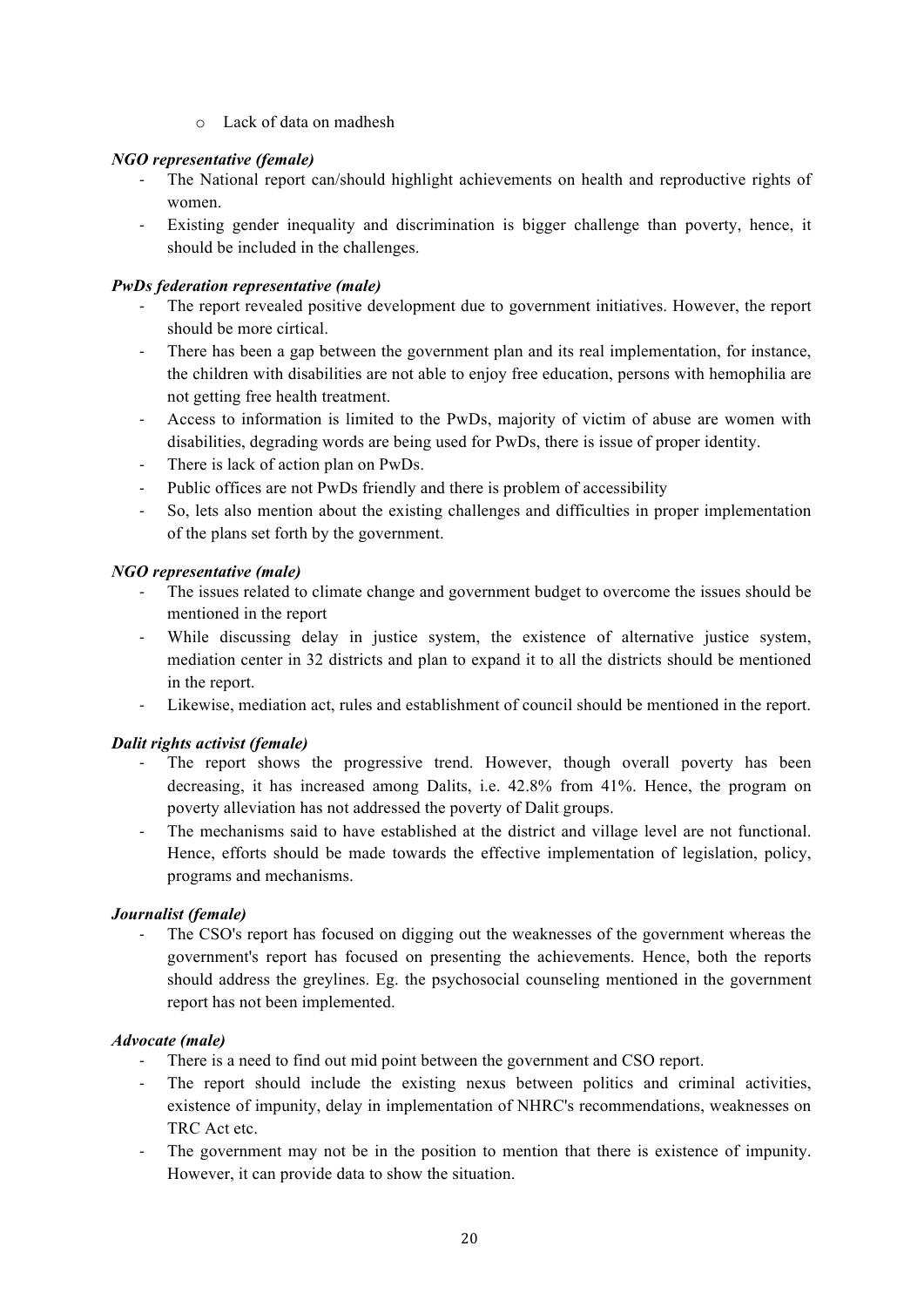- Lack of data on madhesh

***NGO representative (female)***

- The National report can/should highlight achievements on health and reproductive rights of women.
- Existing gender inequality and discrimination is bigger challenge than poverty, hence, it should be included in the challenges.

***PwDs federation representative (male)***

- The report revealed positive development due to government initiatives. However, the report should be more cirtical.
- There has been a gap between the government plan and its real implementation, for instance, the children with disabilities are not able to enjoy free education, persons with hemophilia are not getting free health treatment.
- Access to information is limited to the PwDs, majority of victim of abuse are women with disabilities, degrading words are being used for PwDs, there is issue of proper identity.
- There is lack of action plan on PwDs.
- Public offices are not PwDs friendly and there is problem of accessibility
- So, lets also mention about the existing challenges and difficulties in proper implementation of the plans set forth by the government.

***NGO representative (male)***

- The issues related to climate change and government budget to overcome the issues should be mentioned in the report
- While discussing delay in justice system, the existence of alternative justice system, mediation center in 32 districts and plan to expand it to all the districts should be mentioned in the report.
- Likewise, mediation act, rules and establishment of council should be mentioned in the report.

***Dalit rights activist (female)***

- The report shows the progressive trend. However, though overall poverty has been decreasing, it has increased among Dalits, i.e. 42.8% from 41%. Hence, the program on poverty alleviation has not addressed the poverty of Dalit groups.
- The mechanisms said to have established at the district and village level are not functional. Hence, efforts should be made towards the effective implementation of legislation, policy, programs and mechanisms.

***Journalist (female)***

- The CSO's report has focused on digging out the weaknesses of the government whereas the government's report has focused on presenting the achievements. Hence, both the reports should address the greylines. Eg. the psychosocial counseling mentioned in the government report has not been implemented.

***Advocate (male)***

- There is a need to find out mid point between the government and CSO report.
- The report should include the existing nexus between politics and criminal activities, existence of impunity, delay in implementation of NHRC's recommendations, weaknesses on TRC Act etc.
- The government may not be in the position to mention that there is existence of impunity. However, it can provide data to show the situation.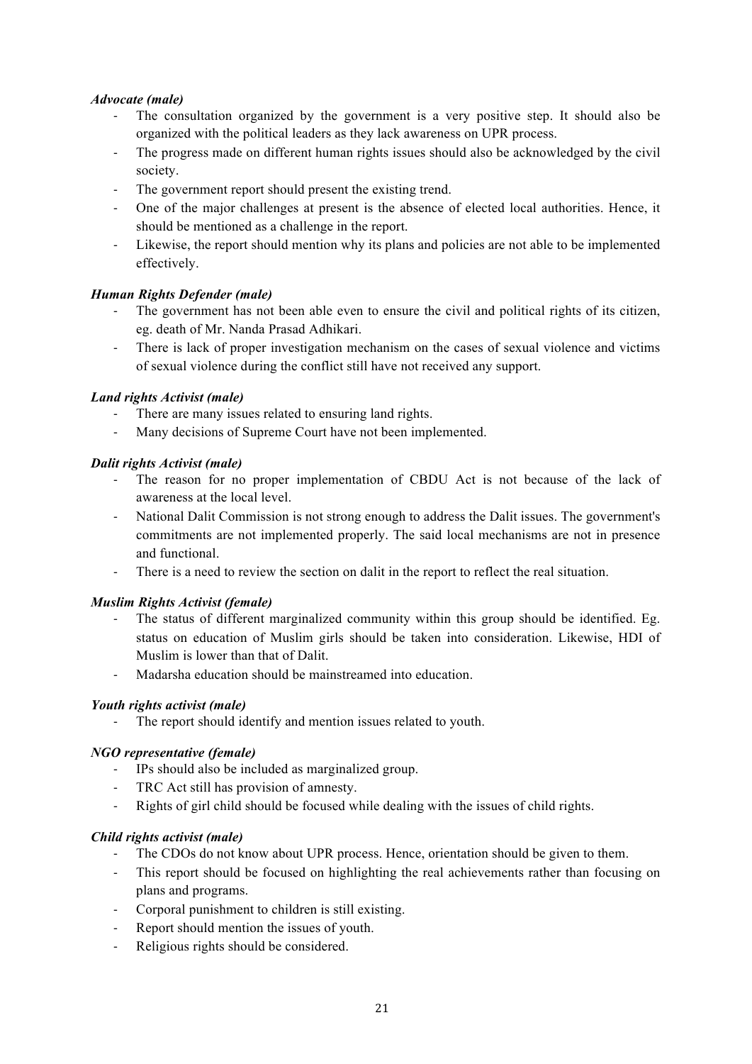*Advocate (male)*

- The consultation organized by the government is a very positive step. It should also be organized with the political leaders as they lack awareness on UPR process.
- The progress made on different human rights issues should also be acknowledged by the civil society.
- The government report should present the existing trend.
- One of the major challenges at present is the absence of elected local authorities. Hence, it should be mentioned as a challenge in the report.
- Likewise, the report should mention why its plans and policies are not able to be implemented effectively.

*Human Rights Defender (male)*

- The government has not been able even to ensure the civil and political rights of its citizen, eg. death of Mr. Nanda Prasad Adhikari.
- There is lack of proper investigation mechanism on the cases of sexual violence and victims of sexual violence during the conflict still have not received any support.

*Land rights Activist (male)*

- There are many issues related to ensuring land rights.
- Many decisions of Supreme Court have not been implemented.

*Dalit rights Activist (male)*

- The reason for no proper implementation of CBDU Act is not because of the lack of awareness at the local level.
- National Dalit Commission is not strong enough to address the Dalit issues. The government's commitments are not implemented properly. The said local mechanisms are not in presence and functional.
- There is a need to review the section on dalit in the report to reflect the real situation.

*Muslim Rights Activist (female)*

- The status of different marginalized community within this group should be identified. Eg. status on education of Muslim girls should be taken into consideration. Likewise, HDI of Muslim is lower than that of Dalit.
- Madarsha education should be mainstreamed into education.

*Youth rights activist (male)*

- The report should identify and mention issues related to youth.

*NGO representative (female)*

- IPs should also be included as marginalized group.
- TRC Act still has provision of amnesty.
- Rights of girl child should be focused while dealing with the issues of child rights.

*Child rights activist (male)*

- The CDOs do not know about UPR process. Hence, orientation should be given to them.
- This report should be focused on highlighting the real achievements rather than focusing on plans and programs.
- Corporal punishment to children is still existing.
- Report should mention the issues of youth.
- Religious rights should be considered.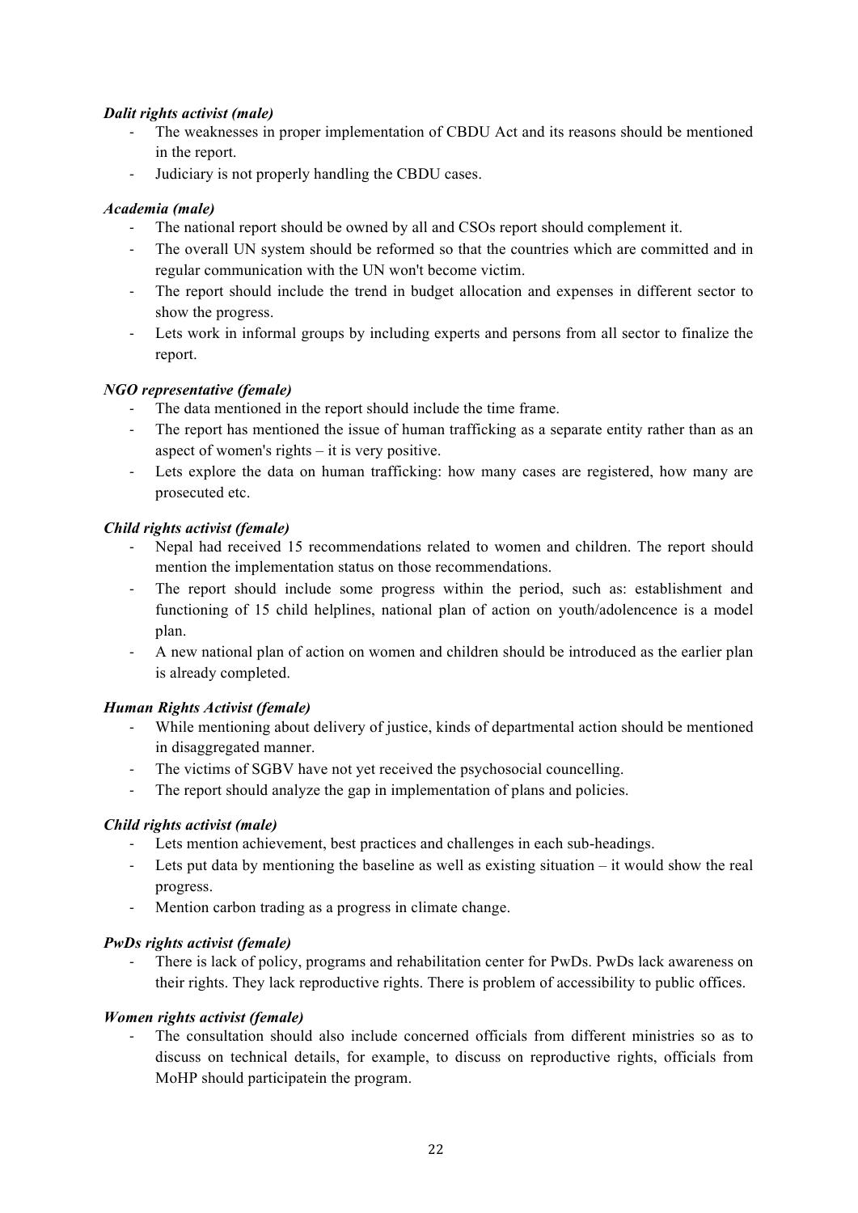*Dalit rights activist (male)*

- The weaknesses in proper implementation of CBDU Act and its reasons should be mentioned in the report.
- Judiciary is not properly handling the CBDU cases.

*Academia (male)*

- The national report should be owned by all and CSOs report should complement it.
- The overall UN system should be reformed so that the countries which are committed and in regular communication with the UN won't become victim.
- The report should include the trend in budget allocation and expenses in different sector to show the progress.
- Lets work in informal groups by including experts and persons from all sector to finalize the report.

*NGO representative (female)*

- The data mentioned in the report should include the time frame.
- The report has mentioned the issue of human trafficking as a separate entity rather than as an aspect of women's rights – it is very positive.
- Lets explore the data on human trafficking: how many cases are registered, how many are prosecuted etc.

*Child rights activist (female)*

- Nepal had received 15 recommendations related to women and children. The report should mention the implementation status on those recommendations.
- The report should include some progress within the period, such as: establishment and functioning of 15 child helplines, national plan of action on youth/adolencence is a model plan.
- A new national plan of action on women and children should be introduced as the earlier plan is already completed.

*Human Rights Activist (female)*

- While mentioning about delivery of justice, kinds of departmental action should be mentioned in disaggregated manner.
- The victims of SGBV have not yet received the psychosocial councelling.
- The report should analyze the gap in implementation of plans and policies.

*Child rights activist (male)*

- Lets mention achievement, best practices and challenges in each sub-headings.
- Lets put data by mentioning the baseline as well as existing situation – it would show the real progress.
- Mention carbon trading as a progress in climate change.

*PwDs rights activist (female)*

- There is lack of policy, programs and rehabilitation center for PwDs. PwDs lack awareness on their rights. They lack reproductive rights. There is problem of accessibility to public offices.

*Women rights activist (female)*

- The consultation should also include concerned officials from different ministries so as to discuss on technical details, for example, to discuss on reproductive rights, officials from MoHP should participatein the program.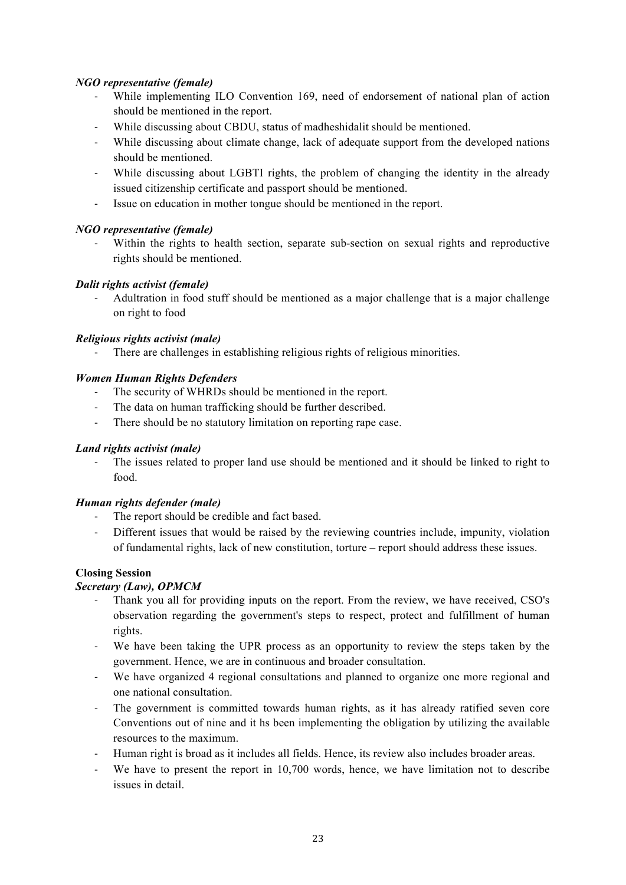***NGO representative (female)***

- While implementing ILO Convention 169, need of endorsement of national plan of action should be mentioned in the report.
- While discussing about CBDU, status of madheshidalit should be mentioned.
- While discussing about climate change, lack of adequate support from the developed nations should be mentioned.
- While discussing about LGBTI rights, the problem of changing the identity in the already issued citizenship certificate and passport should be mentioned.
- Issue on education in mother tongue should be mentioned in the report.

***NGO representative (female)***

- Within the rights to health section, separate sub-section on sexual rights and reproductive rights should be mentioned.

***Dalit rights activist (female)***

- Adultration in food stuff should be mentioned as a major challenge that is a major challenge on right to food

***Religious rights activist (male)***

- There are challenges in establishing religious rights of religious minorities.

***Women Human Rights Defenders***

- The security of WHRDs should be mentioned in the report.
- The data on human trafficking should be further described.
- There should be no statutory limitation on reporting rape case.

***Land rights activist (male)***

- The issues related to proper land use should be mentioned and it should be linked to right to food.

***Human rights defender (male)***

- The report should be credible and fact based.
- Different issues that would be raised by the reviewing countries include, impunity, violation of fundamental rights, lack of new constitution, torture – report should address these issues.

**Closing Session**

***Secretary (Law), OPMCM***

- Thank you all for providing inputs on the report. From the review, we have received, CSO's observation regarding the government's steps to respect, protect and fulfillment of human rights.
- We have been taking the UPR process as an opportunity to review the steps taken by the government. Hence, we are in continuous and broader consultation.
- We have organized 4 regional consultations and planned to organize one more regional and one national consultation.
- The government is committed towards human rights, as it has already ratified seven core Conventions out of nine and it hs been implementing the obligation by utilizing the available resources to the maximum.
- Human right is broad as it includes all fields. Hence, its review also includes broader areas.
- We have to present the report in 10,700 words, hence, we have limitation not to describe issues in detail.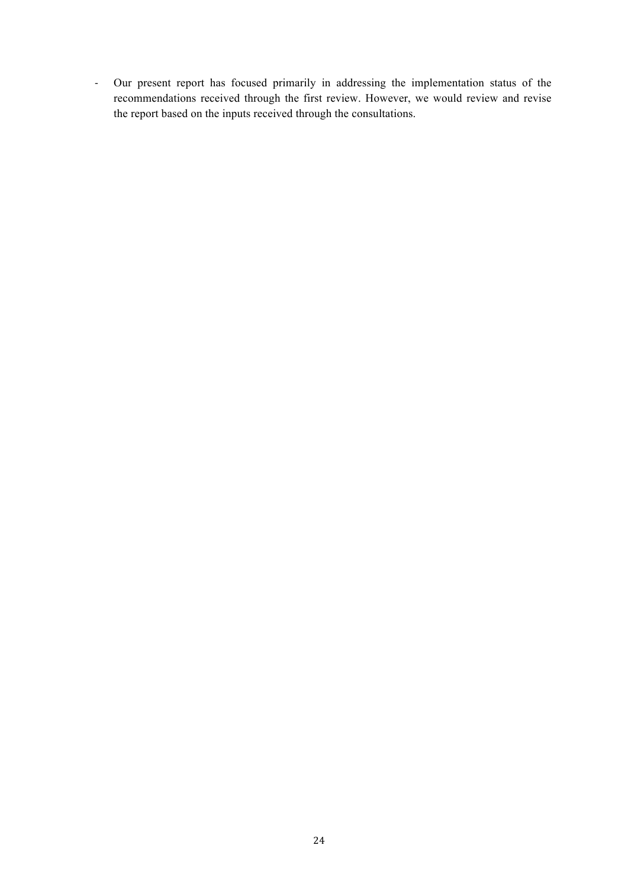- Our present report has focused primarily in addressing the implementation status of the recommendations received through the first review. However, we would review and revise the report based on the inputs received through the consultations.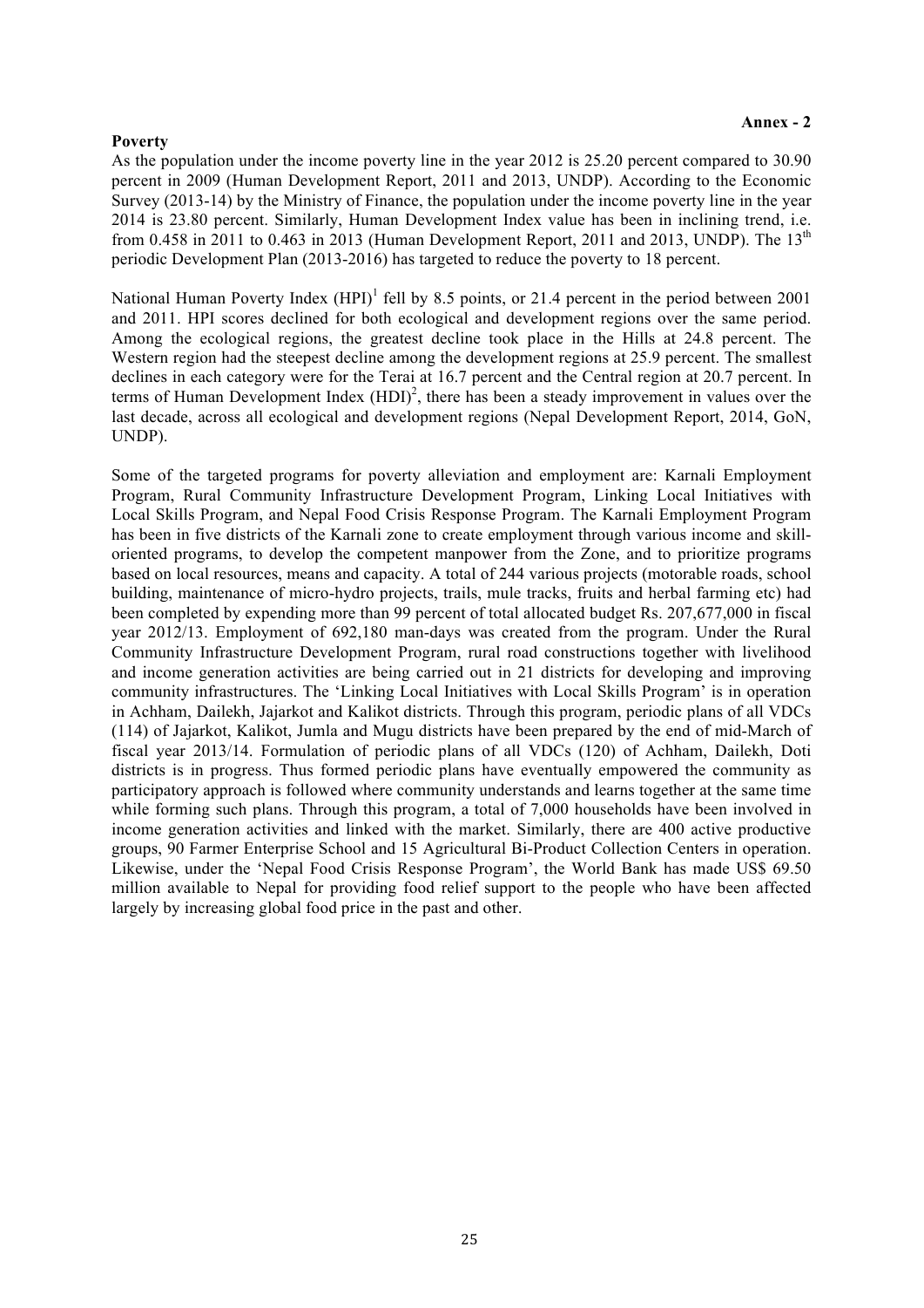**Annex - 2**

**Poverty**

As the population under the income poverty line in the year 2012 is 25.20 percent compared to 30.90 percent in 2009 (Human Development Report, 2011 and 2013, UNDP). According to the Economic Survey (2013-14) by the Ministry of Finance, the population under the income poverty line in the year 2014 is 23.80 percent. Similarly, Human Development Index value has been in inclining trend, i.e. from 0.458 in 2011 to 0.463 in 2013 (Human Development Report, 2011 and 2013, UNDP). The 13[th] periodic Development Plan (2013-2016) has targeted to reduce the poverty to 18 percent.

National Human Poverty Index (HPI)[1] fell by 8.5 points, or 21.4 percent in the period between 2001 and 2011. HPI scores declined for both ecological and development regions over the same period. Among the ecological regions, the greatest decline took place in the Hills at 24.8 percent. The Western region had the steepest decline among the development regions at 25.9 percent. The smallest declines in each category were for the Terai at 16.7 percent and the Central region at 20.7 percent. In terms of Human Development Index (HDI)[2], there has been a steady improvement in values over the last decade, across all ecological and development regions (Nepal Development Report, 2014, GoN, UNDP).

Some of the targeted programs for poverty alleviation and employment are: Karnali Employment Program, Rural Community Infrastructure Development Program, Linking Local Initiatives with Local Skills Program, and Nepal Food Crisis Response Program. The Karnali Employment Program has been in five districts of the Karnali zone to create employment through various income and skill-oriented programs, to develop the competent manpower from the Zone, and to prioritize programs based on local resources, means and capacity. A total of 244 various projects (motorable roads, school building, maintenance of micro-hydro projects, trails, mule tracks, fruits and herbal farming etc) had been completed by expending more than 99 percent of total allocated budget Rs. 207,677,000 in fiscal year 2012/13. Employment of 692,180 man-days was created from the program. Under the Rural Community Infrastructure Development Program, rural road constructions together with livelihood and income generation activities are being carried out in 21 districts for developing and improving community infrastructures. The 'Linking Local Initiatives with Local Skills Program' is in operation in Achham, Dailekh, Jajarkot and Kalikot districts. Through this program, periodic plans of all VDCs (114) of Jajarkot, Kalikot, Jumla and Mugu districts have been prepared by the end of mid-March of fiscal year 2013/14. Formulation of periodic plans of all VDCs (120) of Achham, Dailekh, Doti districts is in progress. Thus formed periodic plans have eventually empowered the community as participatory approach is followed where community understands and learns together at the same time while forming such plans. Through this program, a total of 7,000 households have been involved in income generation activities and linked with the market. Similarly, there are 400 active productive groups, 90 Farmer Enterprise School and 15 Agricultural Bi-Product Collection Centers in operation. Likewise, under the 'Nepal Food Crisis Response Program', the World Bank has made US$ 69.50 million available to Nepal for providing food relief support to the people who have been affected largely by increasing global food price in the past and other.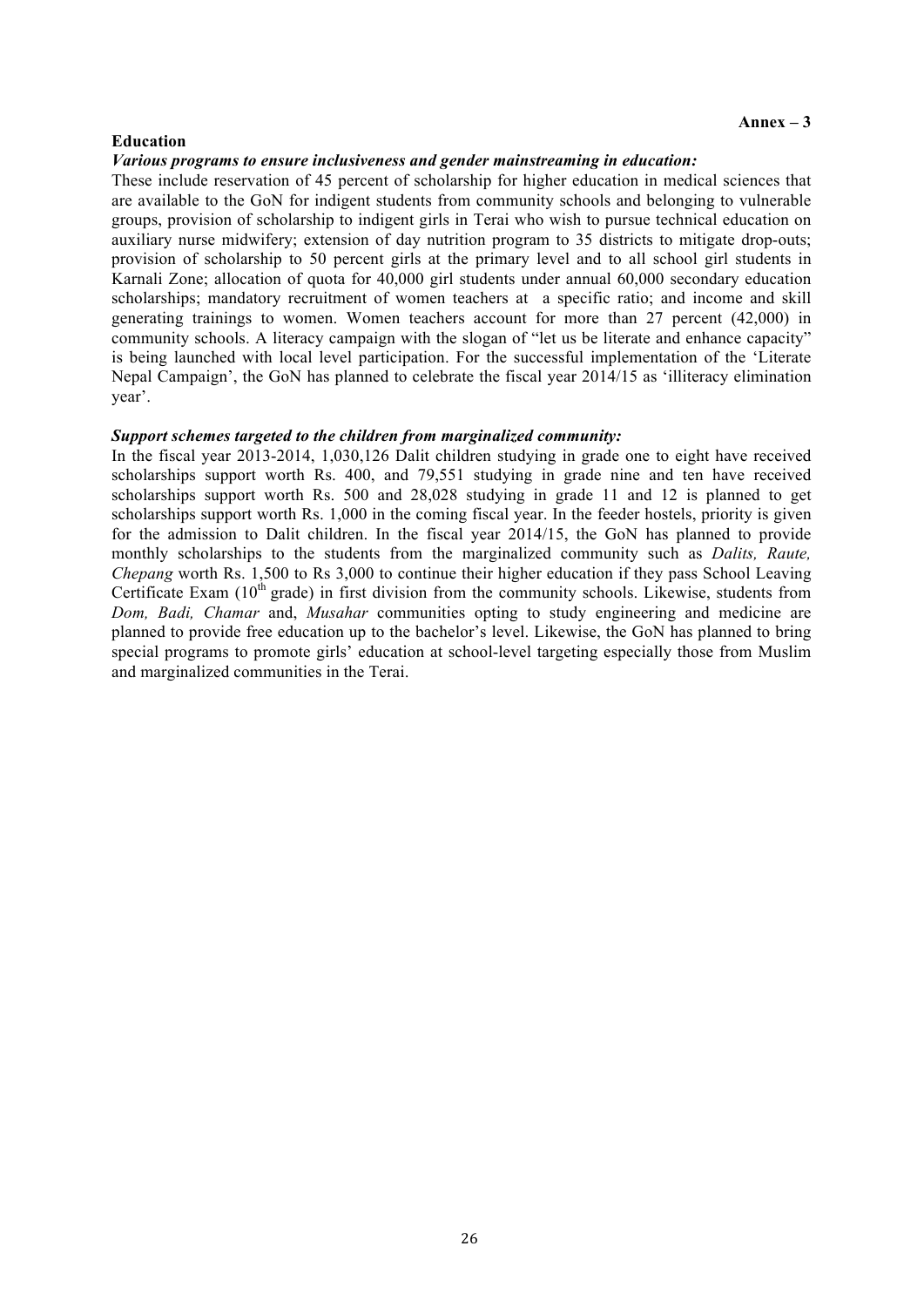**Annex – 3**

**Education**

***Various programs to ensure inclusiveness and gender mainstreaming in education:***

These include reservation of 45 percent of scholarship for higher education in medical sciences that are available to the GoN for indigent students from community schools and belonging to vulnerable groups, provision of scholarship to indigent girls in Terai who wish to pursue technical education on auxiliary nurse midwifery; extension of day nutrition program to 35 districts to mitigate drop-outs; provision of scholarship to 50 percent girls at the primary level and to all school girl students in Karnali Zone; allocation of quota for 40,000 girl students under annual 60,000 secondary education scholarships; mandatory recruitment of women teachers at a specific ratio; and income and skill generating trainings to women. Women teachers account for more than 27 percent (42,000) in community schools. A literacy campaign with the slogan of "let us be literate and enhance capacity" is being launched with local level participation. For the successful implementation of the 'Literate Nepal Campaign', the GoN has planned to celebrate the fiscal year 2014/15 as 'illiteracy elimination year'.

***Support schemes targeted to the children from marginalized community:***

In the fiscal year 2013-2014, 1,030,126 Dalit children studying in grade one to eight have received scholarships support worth Rs. 400, and 79,551 studying in grade nine and ten have received scholarships support worth Rs. 500 and 28,028 studying in grade 11 and 12 is planned to get scholarships support worth Rs. 1,000 in the coming fiscal year. In the feeder hostels, priority is given for the admission to Dalit children. In the fiscal year 2014/15, the GoN has planned to provide monthly scholarships to the students from the marginalized community such as *Dalits, Raute, Chepang* worth Rs. 1,500 to Rs 3,000 to continue their higher education if they pass School Leaving Certificate Exam (10th grade) in first division from the community schools. Likewise, students from *Dom, Badi, Chamar* and, *Musahar* communities opting to study engineering and medicine are planned to provide free education up to the bachelor's level. Likewise, the GoN has planned to bring special programs to promote girls' education at school-level targeting especially those from Muslim and marginalized communities in the Terai.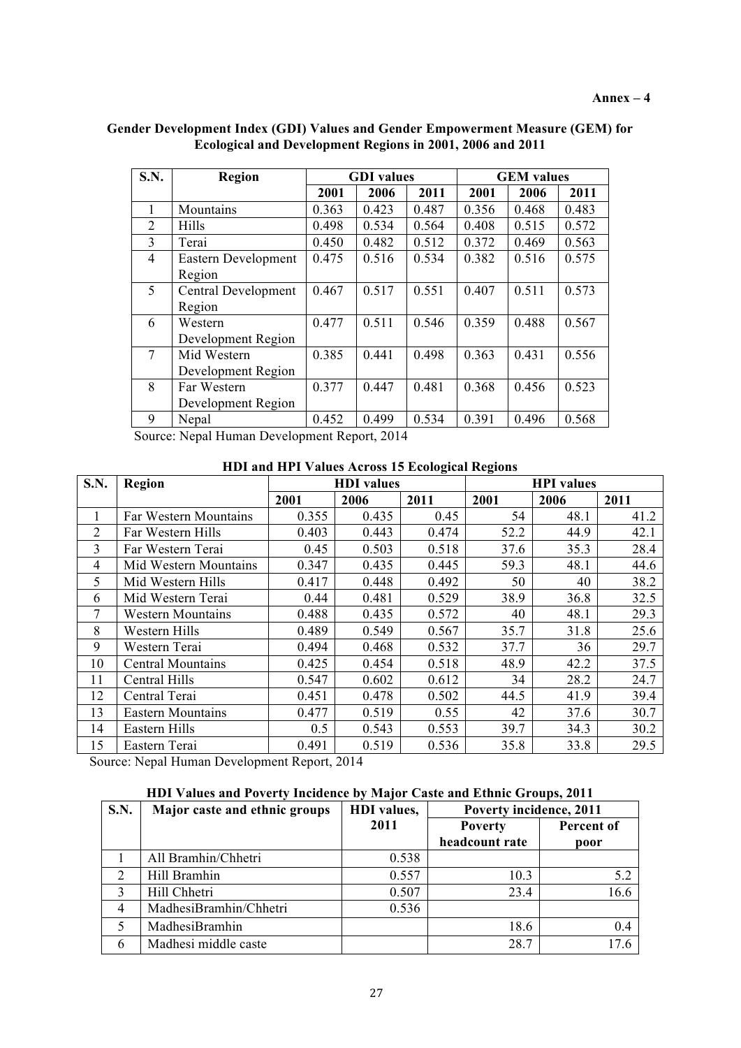**Annex – 4**

**Gender Development Index (GDI) Values and Gender Empowerment Measure (GEM) for Ecological and Development Regions in 2001, 2006 and 2011**

| S.N. | Region | GDI values | | | GEM values | | |
|---|---|---|---|---|---|---|---|
| | | 2001 | 2006 | 2011 | 2001 | 2006 | 2011 |
| 1 | Mountains | 0.363 | 0.423 | 0.487 | 0.356 | 0.468 | 0.483 |
| 2 | Hills | 0.498 | 0.534 | 0.564 | 0.408 | 0.515 | 0.572 |
| 3 | Terai | 0.450 | 0.482 | 0.512 | 0.372 | 0.469 | 0.563 |
| 4 | Eastern Development Region | 0.475 | 0.516 | 0.534 | 0.382 | 0.516 | 0.575 |
| 5 | Central Development Region | 0.467 | 0.517 | 0.551 | 0.407 | 0.511 | 0.573 |
| 6 | Western Development Region | 0.477 | 0.511 | 0.546 | 0.359 | 0.488 | 0.567 |
| 7 | Mid Western Development Region | 0.385 | 0.441 | 0.498 | 0.363 | 0.431 | 0.556 |
| 8 | Far Western Development Region | 0.377 | 0.447 | 0.481 | 0.368 | 0.456 | 0.523 |
| 9 | Nepal | 0.452 | 0.499 | 0.534 | 0.391 | 0.496 | 0.568 |

Source: Nepal Human Development Report, 2014

**HDI and HPI Values Across 15 Ecological Regions**

| S.N. | Region | HDI values | | | HPI values | | |
|---|---|---|---|---|---|---|---|
| | | 2001 | 2006 | 2011 | 2001 | 2006 | 2011 |
| 1 | Far Western Mountains | 0.355 | 0.435 | 0.45 | 54 | 48.1 | 41.2 |
| 2 | Far Western Hills | 0.403 | 0.443 | 0.474 | 52.2 | 44.9 | 42.1 |
| 3 | Far Western Terai | 0.45 | 0.503 | 0.518 | 37.6 | 35.3 | 28.4 |
| 4 | Mid Western Mountains | 0.347 | 0.435 | 0.445 | 59.3 | 48.1 | 44.6 |
| 5 | Mid Western Hills | 0.417 | 0.448 | 0.492 | 50 | 40 | 38.2 |
| 6 | Mid Western Terai | 0.44 | 0.481 | 0.529 | 38.9 | 36.8 | 32.5 |
| 7 | Western Mountains | 0.488 | 0.435 | 0.572 | 40 | 48.1 | 29.3 |
| 8 | Western Hills | 0.489 | 0.549 | 0.567 | 35.7 | 31.8 | 25.6 |
| 9 | Western Terai | 0.494 | 0.468 | 0.532 | 37.7 | 36 | 29.7 |
| 10 | Central Mountains | 0.425 | 0.454 | 0.518 | 48.9 | 42.2 | 37.5 |
| 11 | Central Hills | 0.547 | 0.602 | 0.612 | 34 | 28.2 | 24.7 |
| 12 | Central Terai | 0.451 | 0.478 | 0.502 | 44.5 | 41.9 | 39.4 |
| 13 | Eastern Mountains | 0.477 | 0.519 | 0.55 | 42 | 37.6 | 30.7 |
| 14 | Eastern Hills | 0.5 | 0.543 | 0.553 | 39.7 | 34.3 | 30.2 |
| 15 | Eastern Terai | 0.491 | 0.519 | 0.536 | 35.8 | 33.8 | 29.5 |

Source: Nepal Human Development Report, 2014

**HDI Values and Poverty Incidence by Major Caste and Ethnic Groups, 2011**

| S.N. | Major caste and ethnic groups | HDI values, 2011 | Poverty incidence, 2011 | |
|---|---|---|---|---|
| | | | Poverty headcount rate | Percent of poor |
| 1 | All Bramhin/Chhetri | 0.538 | | |
| 2 | Hill Bramhin | 0.557 | 10.3 | 5.2 |
| 3 | Hill Chhetri | 0.507 | 23.4 | 16.6 |
| 4 | MadhesiBramhin/Chhetri | 0.536 | | |
| 5 | MadhesiBramhin | | 18.6 | 0.4 |
| 6 | Madhesi middle caste | | 28.7 | 17.6 |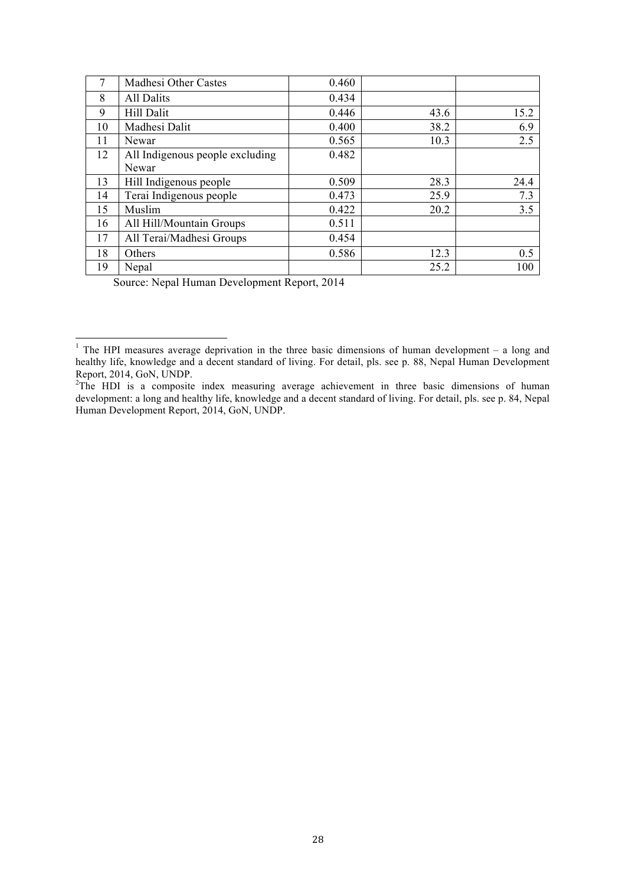| | | | | |
|---|---|---|---|---|
| 7 | Madhesi Other Castes | 0.460 | | |
| 8 | All Dalits | 0.434 | | |
| 9 | Hill Dalit | 0.446 | 43.6 | 15.2 |
| 10 | Madhesi Dalit | 0.400 | 38.2 | 6.9 |
| 11 | Newar | 0.565 | 10.3 | 2.5 |
| 12 | All Indigenous people excluding Newar | 0.482 | | |
| 13 | Hill Indigenous people | 0.509 | 28.3 | 24.4 |
| 14 | Terai Indigenous people | 0.473 | 25.9 | 7.3 |
| 15 | Muslim | 0.422 | 20.2 | 3.5 |
| 16 | All Hill/Mountain Groups | 0.511 | | |
| 17 | All Terai/Madhesi Groups | 0.454 | | |
| 18 | Others | 0.586 | 12.3 | 0.5 |
| 19 | Nepal | | 25.2 | 100 |

Source: Nepal Human Development Report, 2014

[1] The HPI measures average deprivation in the three basic dimensions of human development – a long and healthy life, knowledge and a decent standard of living. For detail, pls. see p. 88, Nepal Human Development Report, 2014, GoN, UNDP.

[2] The HDI is a composite index measuring average achievement in three basic dimensions of human development: a long and healthy life, knowledge and a decent standard of living. For detail, pls. see p. 84, Nepal Human Development Report, 2014, GoN, UNDP.